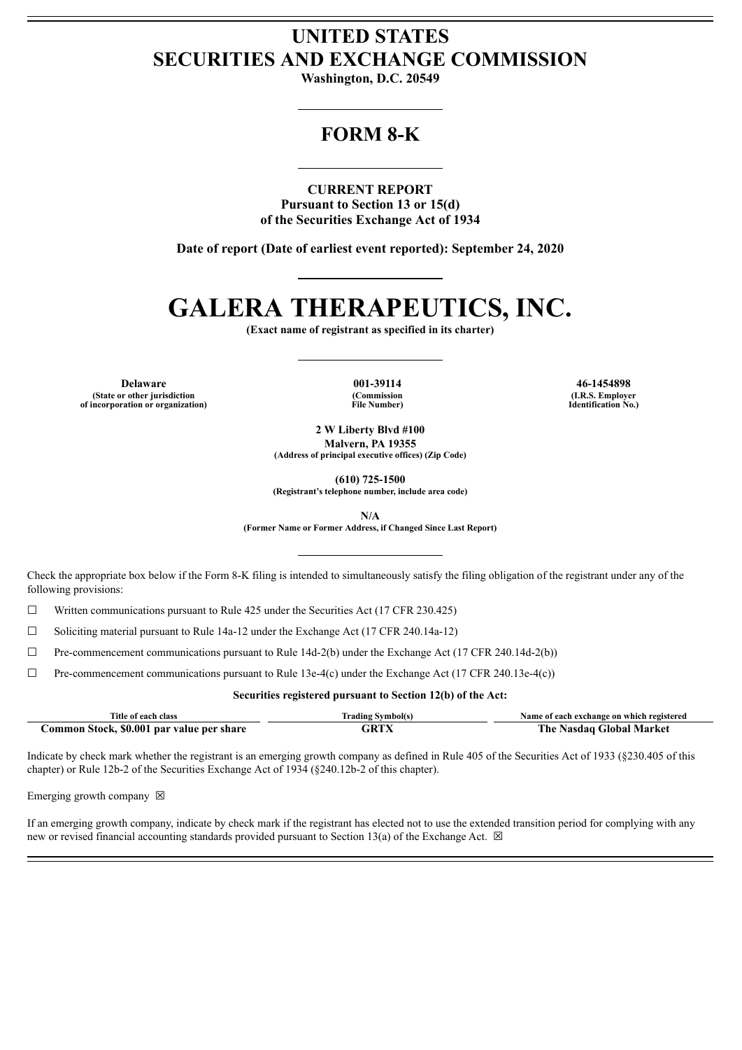# UNITED STATES
# SECURITIES AND EXCHANGE COMMISSION

**Washington, D.C. 20549**

---

# FORM 8-K

---

**CURRENT REPORT**
**Pursuant to Section 13 or 15(d)**
**of the Securities Exchange Act of 1934**

**Date of report (Date of earliest event reported): September 24, 2020**

---

# GALERA THERAPEUTICS, INC.

**(Exact name of registrant as specified in its charter)**

---

| Delaware | 001-39114 | 46-1454898 |
|---|---|---|
| (State or other jurisdiction of incorporation or organization) | (Commission File Number) | (I.R.S. Employer Identification No.) |

**2 W Liberty Blvd #100**
**Malvern, PA 19355**
**(Address of principal executive offices) (Zip Code)**

**(610) 725-1500**
**(Registrant's telephone number, include area code)**

**N/A**
**(Former Name or Former Address, if Changed Since Last Report)**

---

Check the appropriate box below if the Form 8-K filing is intended to simultaneously satisfy the filing obligation of the registrant under any of the following provisions:

☐ Written communications pursuant to Rule 425 under the Securities Act (17 CFR 230.425)

☐ Soliciting material pursuant to Rule 14a-12 under the Exchange Act (17 CFR 240.14a-12)

☐ Pre-commencement communications pursuant to Rule 14d-2(b) under the Exchange Act (17 CFR 240.14d-2(b))

☐ Pre-commencement communications pursuant to Rule 13e-4(c) under the Exchange Act (17 CFR 240.13e-4(c))

**Securities registered pursuant to Section 12(b) of the Act:**

| Title of each class | Trading Symbol(s) | Name of each exchange on which registered |
|---|---|---|
| **Common Stock, $0.001 par value per share** | **GRTX** | **The Nasdaq Global Market** |

Indicate by check mark whether the registrant is an emerging growth company as defined in Rule 405 of the Securities Act of 1933 (§230.405 of this chapter) or Rule 12b-2 of the Securities Exchange Act of 1934 (§240.12b-2 of this chapter).

Emerging growth company ☒

If an emerging growth company, indicate by check mark if the registrant has elected not to use the extended transition period for complying with any new or revised financial accounting standards provided pursuant to Section 13(a) of the Exchange Act. ☒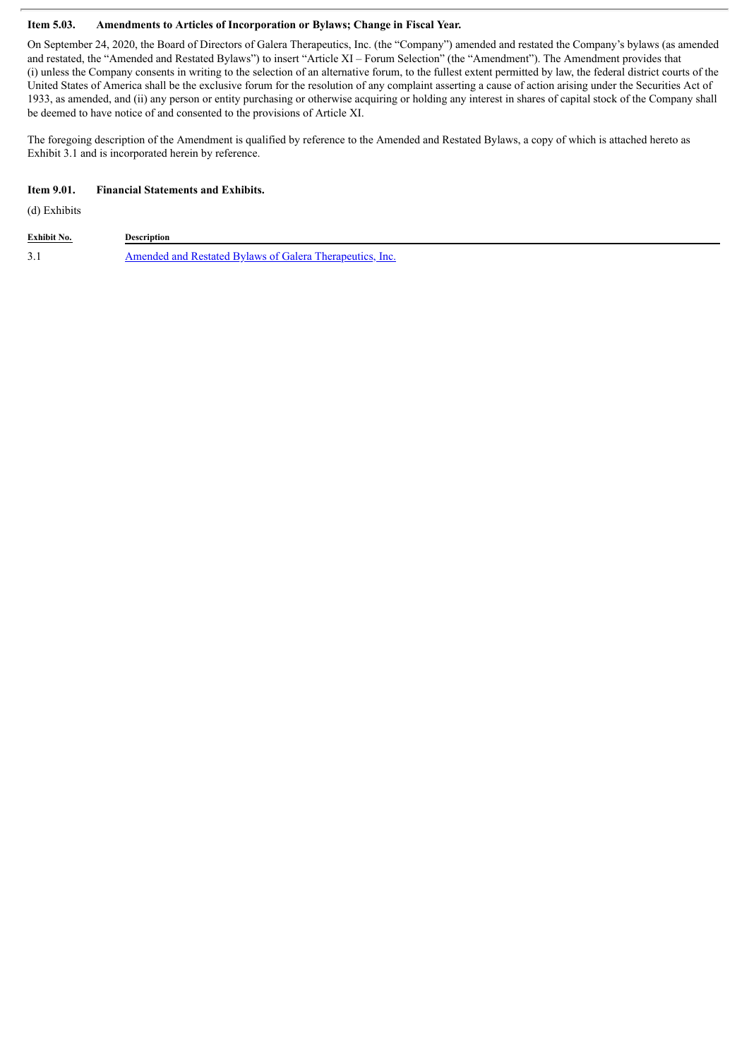**Item 5.03. Amendments to Articles of Incorporation or Bylaws; Change in Fiscal Year.**

On September 24, 2020, the Board of Directors of Galera Therapeutics, Inc. (the "Company") amended and restated the Company's bylaws (as amended and restated, the "Amended and Restated Bylaws") to insert "Article XI – Forum Selection" (the "Amendment"). The Amendment provides that (i) unless the Company consents in writing to the selection of an alternative forum, to the fullest extent permitted by law, the federal district courts of the United States of America shall be the exclusive forum for the resolution of any complaint asserting a cause of action arising under the Securities Act of 1933, as amended, and (ii) any person or entity purchasing or otherwise acquiring or holding any interest in shares of capital stock of the Company shall be deemed to have notice of and consented to the provisions of Article XI.

The foregoing description of the Amendment is qualified by reference to the Amended and Restated Bylaws, a copy of which is attached hereto as Exhibit 3.1 and is incorporated herein by reference.

**Item 9.01. Financial Statements and Exhibits.**

(d) Exhibits

| Exhibit No. | Description |
| --- | --- |
| 3.1 | Amended and Restated Bylaws of Galera Therapeutics, Inc. |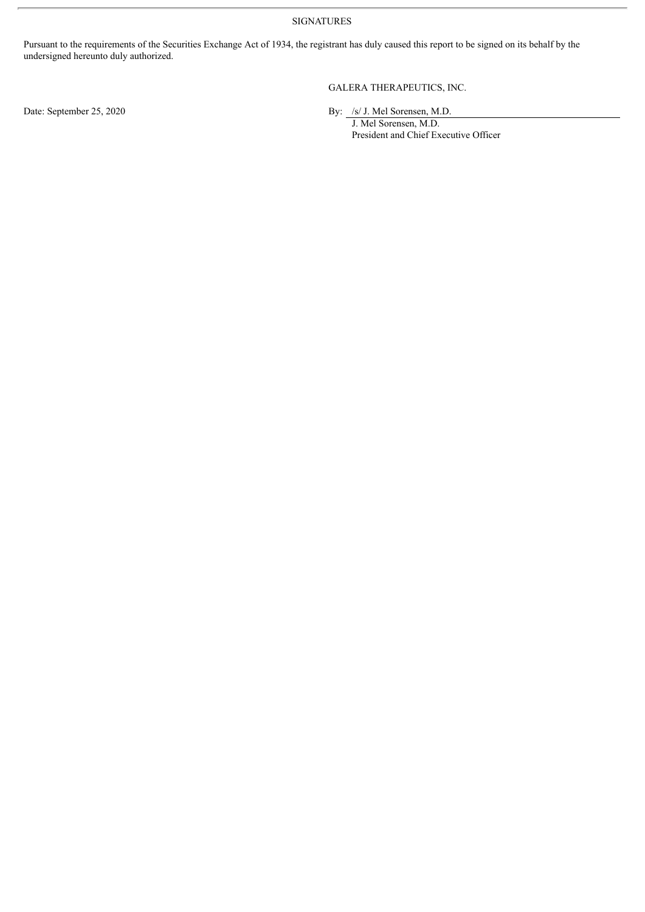SIGNATURES

Pursuant to the requirements of the Securities Exchange Act of 1934, the registrant has duly caused this report to be signed on its behalf by the undersigned hereunto duly authorized.

GALERA THERAPEUTICS, INC.

Date: September 25, 2020

By: /s/ J. Mel Sorensen, M.D.
J. Mel Sorensen, M.D.
President and Chief Executive Officer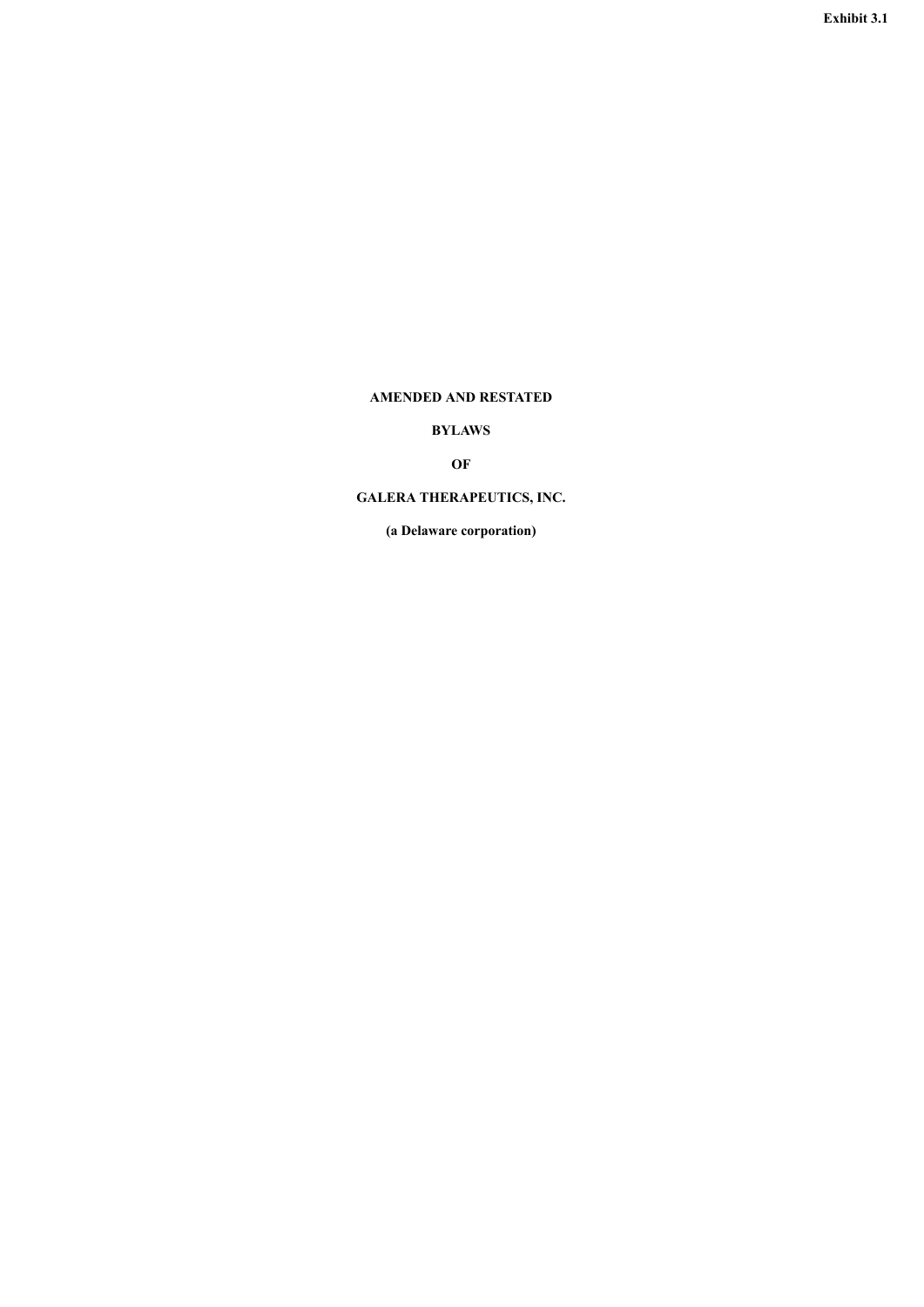Exhibit 3.1

**AMENDED AND RESTATED**

**BYLAWS**

**OF**

**GALERA THERAPEUTICS, INC.**

**(a Delaware corporation)**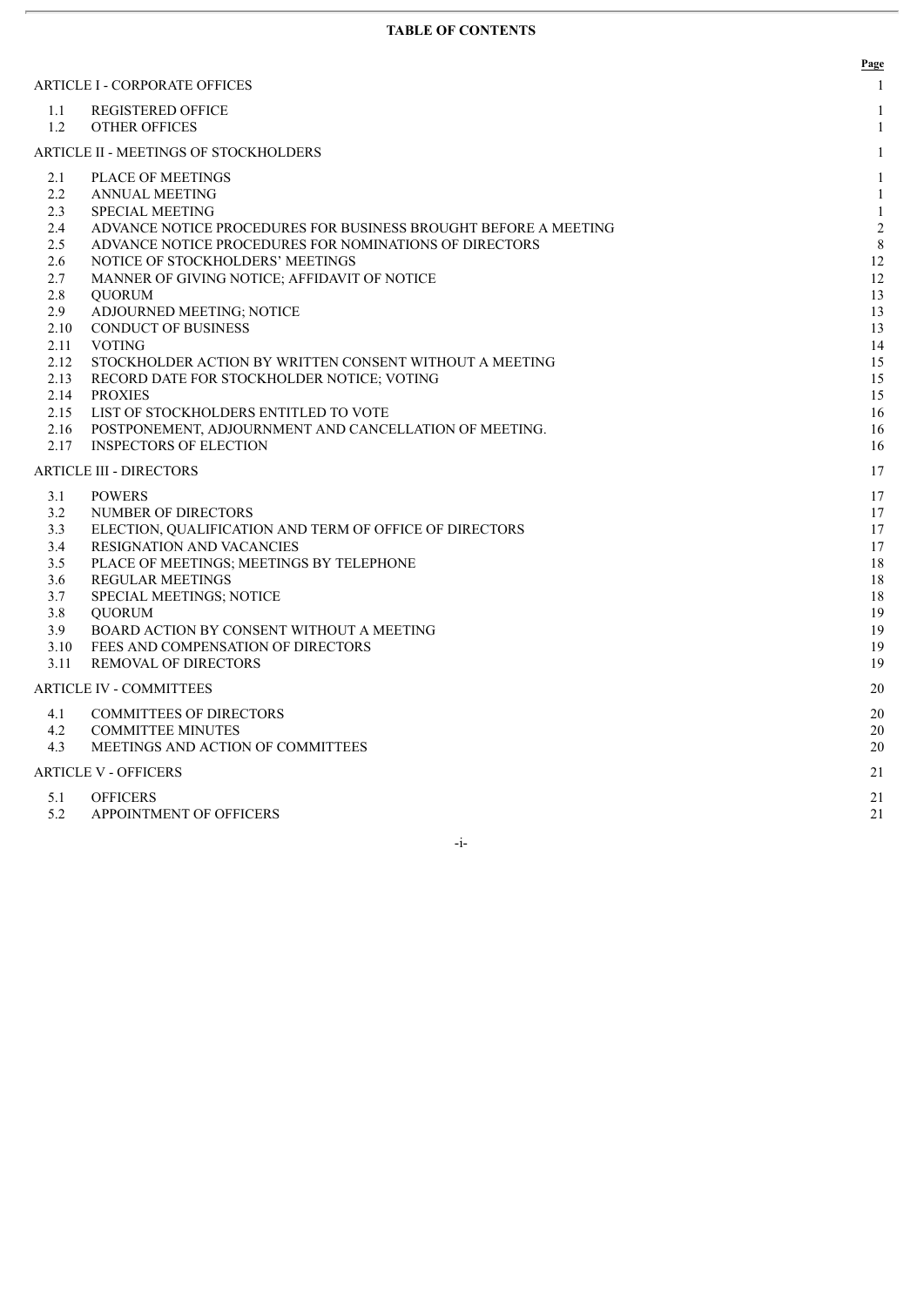**TABLE OF CONTENTS**

| | | Page |
|---|---|---|
| ARTICLE I - CORPORATE OFFICES | | 1 |
| 1.1 | REGISTERED OFFICE | 1 |
| 1.2 | OTHER OFFICES | 1 |
| ARTICLE II - MEETINGS OF STOCKHOLDERS | | 1 |
| 2.1 | PLACE OF MEETINGS | 1 |
| 2.2 | ANNUAL MEETING | 1 |
| 2.3 | SPECIAL MEETING | 1 |
| 2.4 | ADVANCE NOTICE PROCEDURES FOR BUSINESS BROUGHT BEFORE A MEETING | 2 |
| 2.5 | ADVANCE NOTICE PROCEDURES FOR NOMINATIONS OF DIRECTORS | 8 |
| 2.6 | NOTICE OF STOCKHOLDERS' MEETINGS | 12 |
| 2.7 | MANNER OF GIVING NOTICE; AFFIDAVIT OF NOTICE | 12 |
| 2.8 | QUORUM | 13 |
| 2.9 | ADJOURNED MEETING; NOTICE | 13 |
| 2.10 | CONDUCT OF BUSINESS | 13 |
| 2.11 | VOTING | 14 |
| 2.12 | STOCKHOLDER ACTION BY WRITTEN CONSENT WITHOUT A MEETING | 15 |
| 2.13 | RECORD DATE FOR STOCKHOLDER NOTICE; VOTING | 15 |
| 2.14 | PROXIES | 15 |
| 2.15 | LIST OF STOCKHOLDERS ENTITLED TO VOTE | 16 |
| 2.16 | POSTPONEMENT, ADJOURNMENT AND CANCELLATION OF MEETING. | 16 |
| 2.17 | INSPECTORS OF ELECTION | 16 |
| ARTICLE III - DIRECTORS | | 17 |
| 3.1 | POWERS | 17 |
| 3.2 | NUMBER OF DIRECTORS | 17 |
| 3.3 | ELECTION, QUALIFICATION AND TERM OF OFFICE OF DIRECTORS | 17 |
| 3.4 | RESIGNATION AND VACANCIES | 17 |
| 3.5 | PLACE OF MEETINGS; MEETINGS BY TELEPHONE | 18 |
| 3.6 | REGULAR MEETINGS | 18 |
| 3.7 | SPECIAL MEETINGS; NOTICE | 18 |
| 3.8 | QUORUM | 19 |
| 3.9 | BOARD ACTION BY CONSENT WITHOUT A MEETING | 19 |
| 3.10 | FEES AND COMPENSATION OF DIRECTORS | 19 |
| 3.11 | REMOVAL OF DIRECTORS | 19 |
| ARTICLE IV - COMMITTEES | | 20 |
| 4.1 | COMMITTEES OF DIRECTORS | 20 |
| 4.2 | COMMITTEE MINUTES | 20 |
| 4.3 | MEETINGS AND ACTION OF COMMITTEES | 20 |
| ARTICLE V - OFFICERS | | 21 |
| 5.1 | OFFICERS | 21 |
| 5.2 | APPOINTMENT OF OFFICERS | 21 |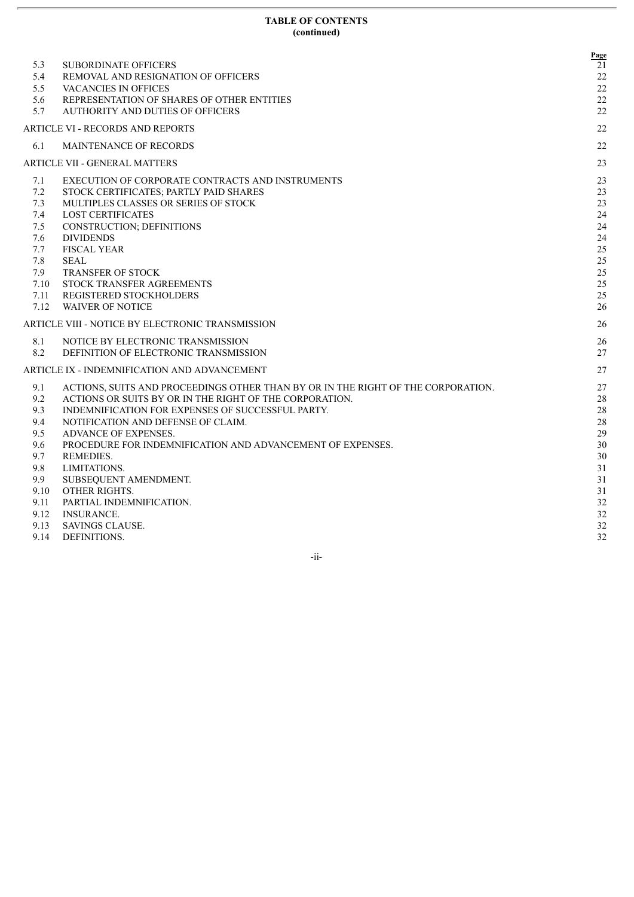**TABLE OF CONTENTS**
**(continued)**

| | | Page |
|---|---|---|
| 5.3 | SUBORDINATE OFFICERS | 21 |
| 5.4 | REMOVAL AND RESIGNATION OF OFFICERS | 22 |
| 5.5 | VACANCIES IN OFFICES | 22 |
| 5.6 | REPRESENTATION OF SHARES OF OTHER ENTITIES | 22 |
| 5.7 | AUTHORITY AND DUTIES OF OFFICERS | 22 |
| ARTICLE VI - RECORDS AND REPORTS | | 22 |
| 6.1 | MAINTENANCE OF RECORDS | 22 |
| ARTICLE VII - GENERAL MATTERS | | 23 |
| 7.1 | EXECUTION OF CORPORATE CONTRACTS AND INSTRUMENTS | 23 |
| 7.2 | STOCK CERTIFICATES; PARTLY PAID SHARES | 23 |
| 7.3 | MULTIPLES CLASSES OR SERIES OF STOCK | 23 |
| 7.4 | LOST CERTIFICATES | 24 |
| 7.5 | CONSTRUCTION; DEFINITIONS | 24 |
| 7.6 | DIVIDENDS | 24 |
| 7.7 | FISCAL YEAR | 25 |
| 7.8 | SEAL | 25 |
| 7.9 | TRANSFER OF STOCK | 25 |
| 7.10 | STOCK TRANSFER AGREEMENTS | 25 |
| 7.11 | REGISTERED STOCKHOLDERS | 25 |
| 7.12 | WAIVER OF NOTICE | 26 |
| ARTICLE VIII - NOTICE BY ELECTRONIC TRANSMISSION | | 26 |
| 8.1 | NOTICE BY ELECTRONIC TRANSMISSION | 26 |
| 8.2 | DEFINITION OF ELECTRONIC TRANSMISSION | 27 |
| ARTICLE IX - INDEMNIFICATION AND ADVANCEMENT | | 27 |
| 9.1 | ACTIONS, SUITS AND PROCEEDINGS OTHER THAN BY OR IN THE RIGHT OF THE CORPORATION. | 27 |
| 9.2 | ACTIONS OR SUITS BY OR IN THE RIGHT OF THE CORPORATION. | 28 |
| 9.3 | INDEMNIFICATION FOR EXPENSES OF SUCCESSFUL PARTY. | 28 |
| 9.4 | NOTIFICATION AND DEFENSE OF CLAIM. | 28 |
| 9.5 | ADVANCE OF EXPENSES. | 29 |
| 9.6 | PROCEDURE FOR INDEMNIFICATION AND ADVANCEMENT OF EXPENSES. | 30 |
| 9.7 | REMEDIES. | 30 |
| 9.8 | LIMITATIONS. | 31 |
| 9.9 | SUBSEQUENT AMENDMENT. | 31 |
| 9.10 | OTHER RIGHTS. | 31 |
| 9.11 | PARTIAL INDEMNIFICATION. | 32 |
| 9.12 | INSURANCE. | 32 |
| 9.13 | SAVINGS CLAUSE. | 32 |
| 9.14 | DEFINITIONS. | 32 |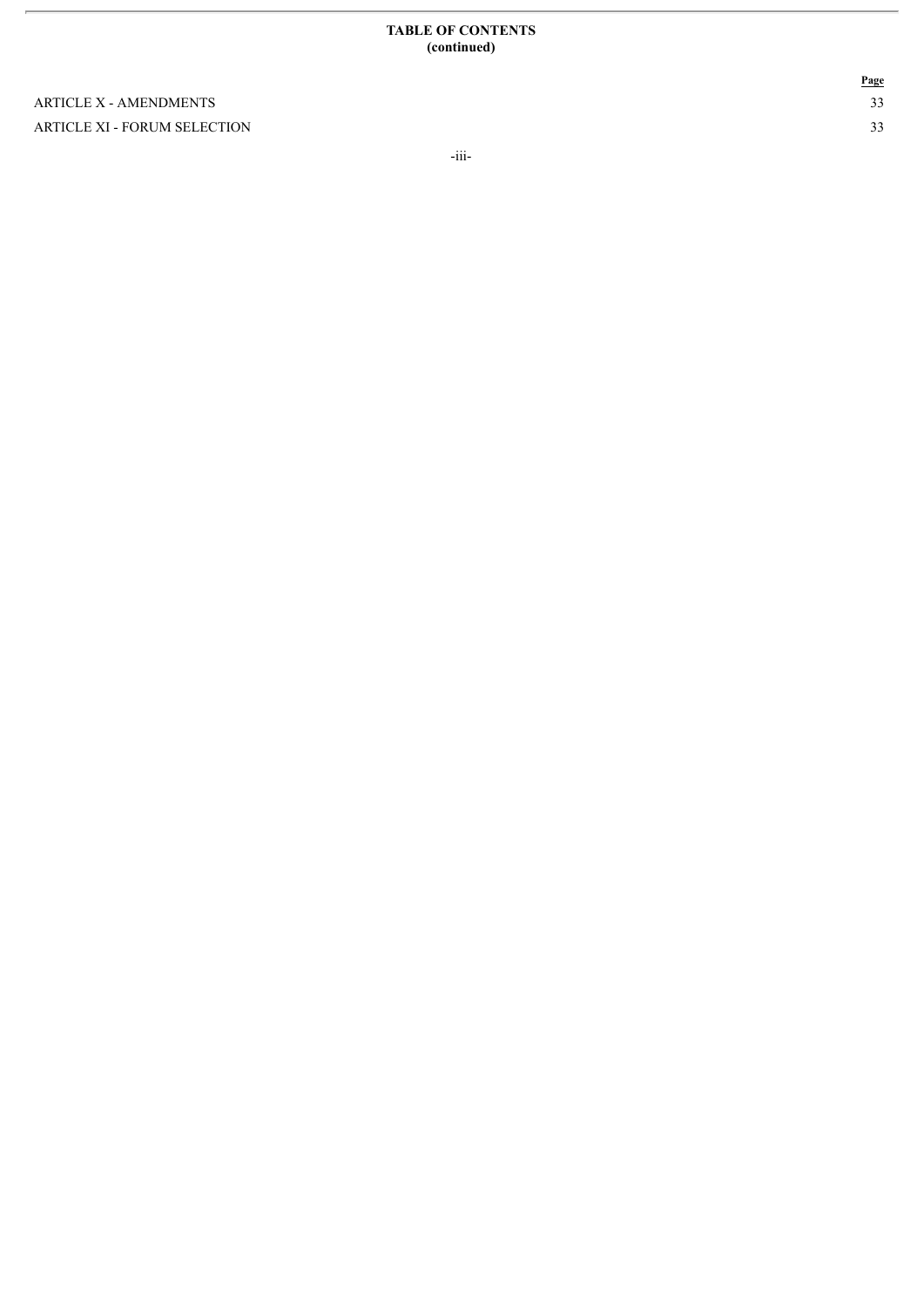**TABLE OF CONTENTS**
**(continued)**

| | Page |
|---|---|
| ARTICLE X - AMENDMENTS | 33 |
| ARTICLE XI - FORUM SELECTION | 33 |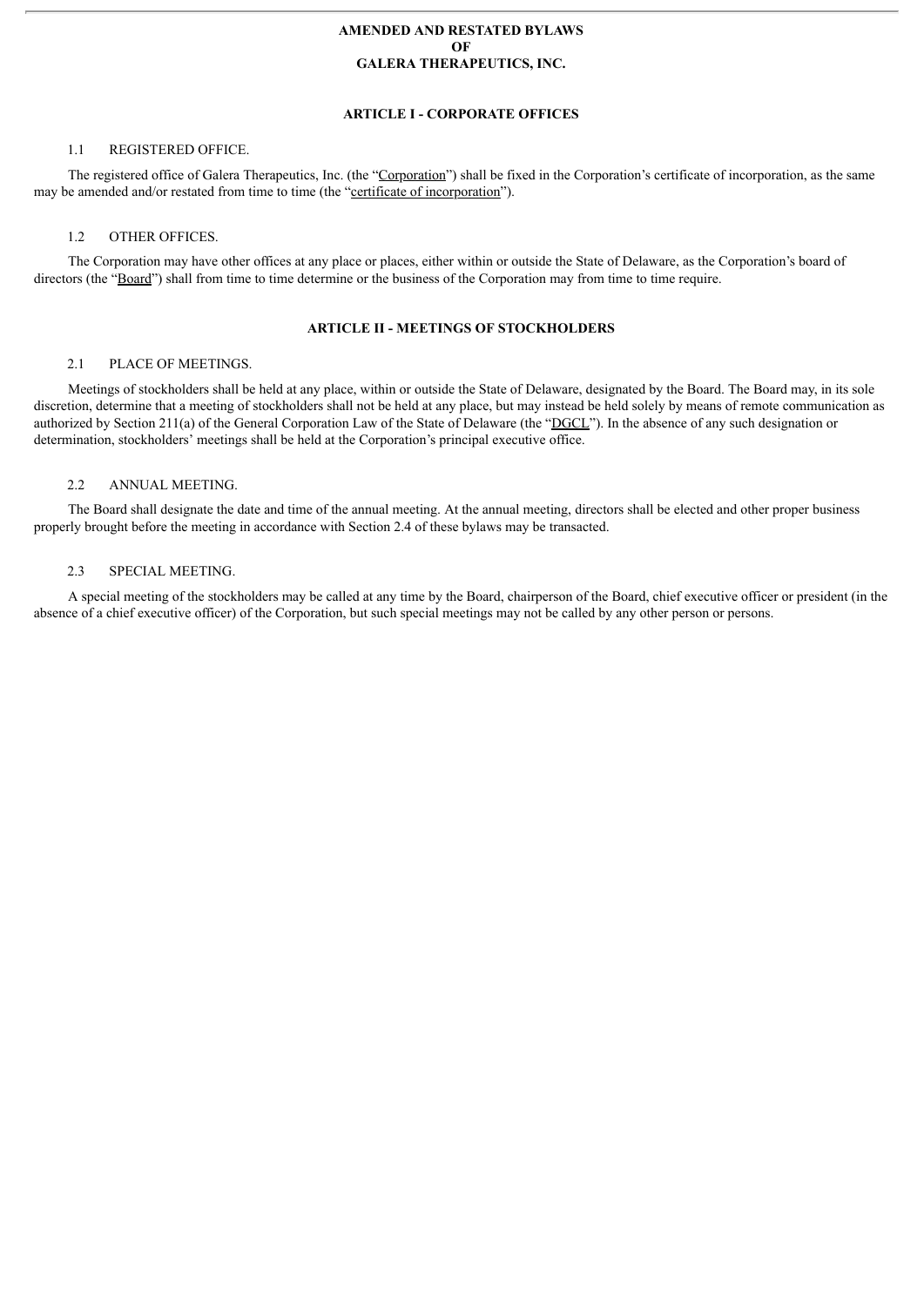# AMENDED AND RESTATED BYLAWS
# OF
# GALERA THERAPEUTICS, INC.

## ARTICLE I - CORPORATE OFFICES

### 1.1 REGISTERED OFFICE.

The registered office of Galera Therapeutics, Inc. (the "Corporation") shall be fixed in the Corporation's certificate of incorporation, as the same may be amended and/or restated from time to time (the "certificate of incorporation").

### 1.2 OTHER OFFICES.

The Corporation may have other offices at any place or places, either within or outside the State of Delaware, as the Corporation's board of directors (the "Board") shall from time to time determine or the business of the Corporation may from time to time require.

## ARTICLE II - MEETINGS OF STOCKHOLDERS

### 2.1 PLACE OF MEETINGS.

Meetings of stockholders shall be held at any place, within or outside the State of Delaware, designated by the Board. The Board may, in its sole discretion, determine that a meeting of stockholders shall not be held at any place, but may instead be held solely by means of remote communication as authorized by Section 211(a) of the General Corporation Law of the State of Delaware (the "DGCL"). In the absence of any such designation or determination, stockholders' meetings shall be held at the Corporation's principal executive office.

### 2.2 ANNUAL MEETING.

The Board shall designate the date and time of the annual meeting. At the annual meeting, directors shall be elected and other proper business properly brought before the meeting in accordance with Section 2.4 of these bylaws may be transacted.

### 2.3 SPECIAL MEETING.

A special meeting of the stockholders may be called at any time by the Board, chairperson of the Board, chief executive officer or president (in the absence of a chief executive officer) of the Corporation, but such special meetings may not be called by any other person or persons.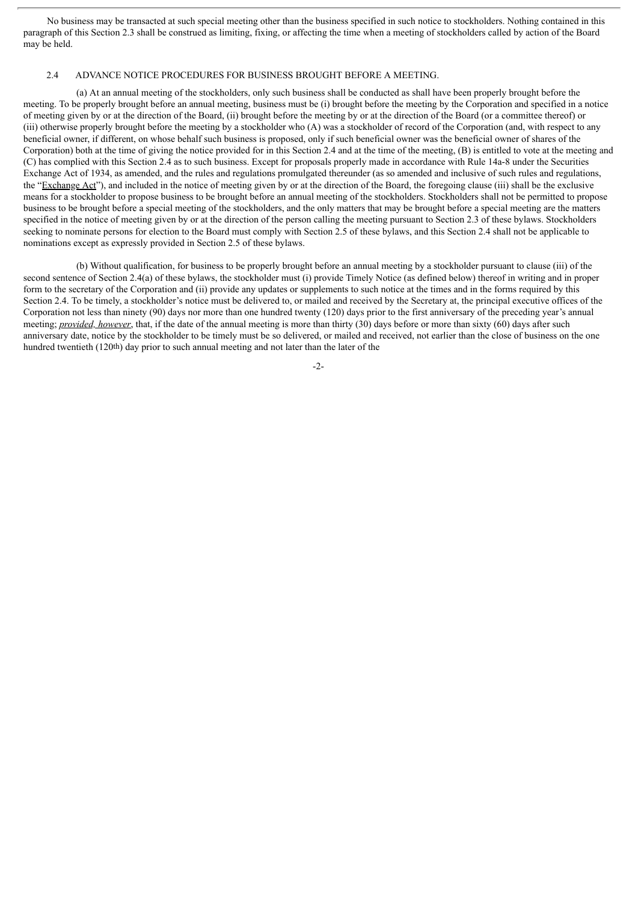No business may be transacted at such special meeting other than the business specified in such notice to stockholders. Nothing contained in this paragraph of this Section 2.3 shall be construed as limiting, fixing, or affecting the time when a meeting of stockholders called by action of the Board may be held.

### 2.4 ADVANCE NOTICE PROCEDURES FOR BUSINESS BROUGHT BEFORE A MEETING.

(a) At an annual meeting of the stockholders, only such business shall be conducted as shall have been properly brought before the meeting. To be properly brought before an annual meeting, business must be (i) brought before the meeting by the Corporation and specified in a notice of meeting given by or at the direction of the Board, (ii) brought before the meeting by or at the direction of the Board (or a committee thereof) or (iii) otherwise properly brought before the meeting by a stockholder who (A) was a stockholder of record of the Corporation (and, with respect to any beneficial owner, if different, on whose behalf such business is proposed, only if such beneficial owner was the beneficial owner of shares of the Corporation) both at the time of giving the notice provided for in this Section 2.4 and at the time of the meeting, (B) is entitled to vote at the meeting and (C) has complied with this Section 2.4 as to such business. Except for proposals properly made in accordance with Rule 14a-8 under the Securities Exchange Act of 1934, as amended, and the rules and regulations promulgated thereunder (as so amended and inclusive of such rules and regulations, the "Exchange Act"), and included in the notice of meeting given by or at the direction of the Board, the foregoing clause (iii) shall be the exclusive means for a stockholder to propose business to be brought before an annual meeting of the stockholders. Stockholders shall not be permitted to propose business to be brought before a special meeting of the stockholders, and the only matters that may be brought before a special meeting are the matters specified in the notice of meeting given by or at the direction of the person calling the meeting pursuant to Section 2.3 of these bylaws. Stockholders seeking to nominate persons for election to the Board must comply with Section 2.5 of these bylaws, and this Section 2.4 shall not be applicable to nominations except as expressly provided in Section 2.5 of these bylaws.

(b) Without qualification, for business to be properly brought before an annual meeting by a stockholder pursuant to clause (iii) of the second sentence of Section 2.4(a) of these bylaws, the stockholder must (i) provide Timely Notice (as defined below) thereof in writing and in proper form to the secretary of the Corporation and (ii) provide any updates or supplements to such notice at the times and in the forms required by this Section 2.4. To be timely, a stockholder's notice must be delivered to, or mailed and received by the Secretary at, the principal executive offices of the Corporation not less than ninety (90) days nor more than one hundred twenty (120) days prior to the first anniversary of the preceding year's annual meeting; *provided, however*, that, if the date of the annual meeting is more than thirty (30) days before or more than sixty (60) days after such anniversary date, notice by the stockholder to be timely must be so delivered, or mailed and received, not earlier than the close of business on the one hundred twentieth (120th) day prior to such annual meeting and not later than the later of the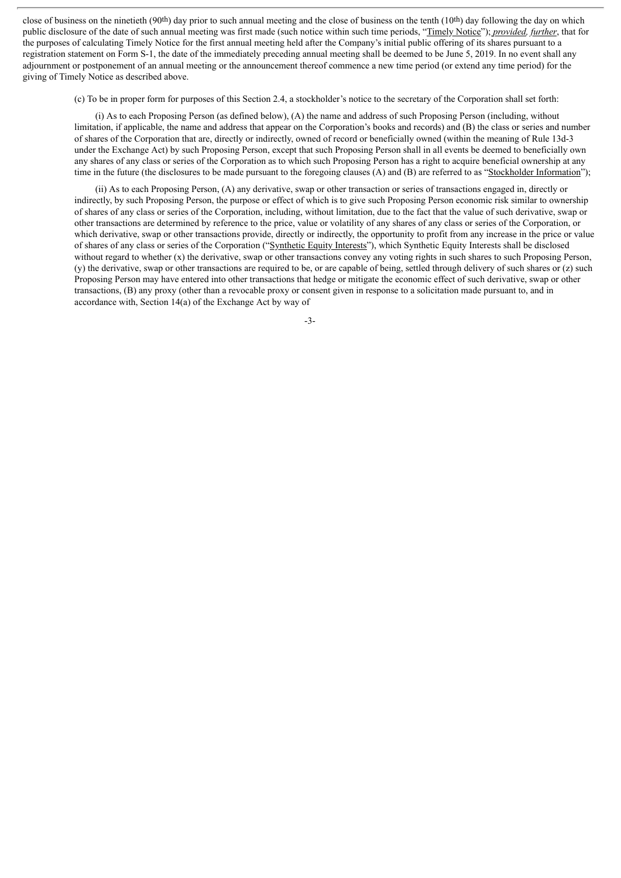close of business on the ninetieth (90th) day prior to such annual meeting and the close of business on the tenth (10th) day following the day on which public disclosure of the date of such annual meeting was first made (such notice within such time periods, "Timely Notice"); *provided, further*, that for the purposes of calculating Timely Notice for the first annual meeting held after the Company's initial public offering of its shares pursuant to a registration statement on Form S-1, the date of the immediately preceding annual meeting shall be deemed to be June 5, 2019. In no event shall any adjournment or postponement of an annual meeting or the announcement thereof commence a new time period (or extend any time period) for the giving of Timely Notice as described above.

(c) To be in proper form for purposes of this Section 2.4, a stockholder's notice to the secretary of the Corporation shall set forth:

(i) As to each Proposing Person (as defined below), (A) the name and address of such Proposing Person (including, without limitation, if applicable, the name and address that appear on the Corporation's books and records) and (B) the class or series and number of shares of the Corporation that are, directly or indirectly, owned of record or beneficially owned (within the meaning of Rule 13d-3 under the Exchange Act) by such Proposing Person, except that such Proposing Person shall in all events be deemed to beneficially own any shares of any class or series of the Corporation as to which such Proposing Person has a right to acquire beneficial ownership at any time in the future (the disclosures to be made pursuant to the foregoing clauses (A) and (B) are referred to as "Stockholder Information");

(ii) As to each Proposing Person, (A) any derivative, swap or other transaction or series of transactions engaged in, directly or indirectly, by such Proposing Person, the purpose or effect of which is to give such Proposing Person economic risk similar to ownership of shares of any class or series of the Corporation, including, without limitation, due to the fact that the value of such derivative, swap or other transactions are determined by reference to the price, value or volatility of any shares of any class or series of the Corporation, or which derivative, swap or other transactions provide, directly or indirectly, the opportunity to profit from any increase in the price or value of shares of any class or series of the Corporation ("Synthetic Equity Interests"), which Synthetic Equity Interests shall be disclosed without regard to whether (x) the derivative, swap or other transactions convey any voting rights in such shares to such Proposing Person, (y) the derivative, swap or other transactions are required to be, or are capable of being, settled through delivery of such shares or (z) such Proposing Person may have entered into other transactions that hedge or mitigate the economic effect of such derivative, swap or other transactions, (B) any proxy (other than a revocable proxy or consent given in response to a solicitation made pursuant to, and in accordance with, Section 14(a) of the Exchange Act by way of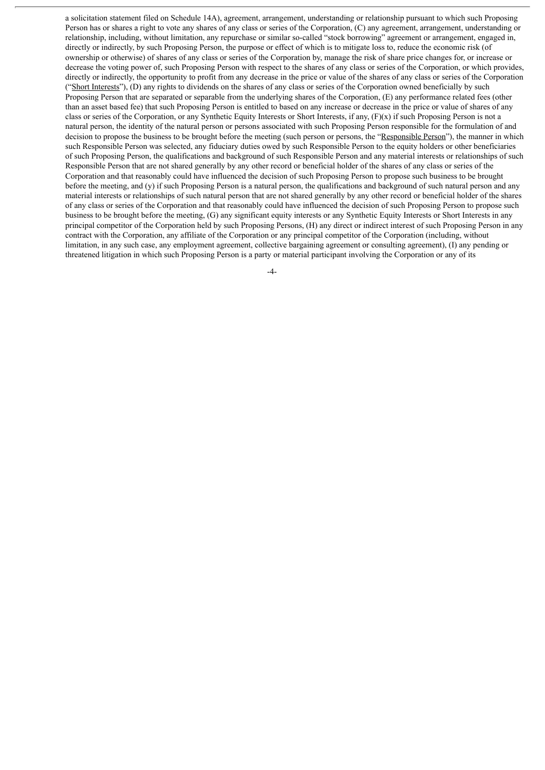a solicitation statement filed on Schedule 14A), agreement, arrangement, understanding or relationship pursuant to which such Proposing Person has or shares a right to vote any shares of any class or series of the Corporation, (C) any agreement, arrangement, understanding or relationship, including, without limitation, any repurchase or similar so-called "stock borrowing" agreement or arrangement, engaged in, directly or indirectly, by such Proposing Person, the purpose or effect of which is to mitigate loss to, reduce the economic risk (of ownership or otherwise) of shares of any class or series of the Corporation by, manage the risk of share price changes for, or increase or decrease the voting power of, such Proposing Person with respect to the shares of any class or series of the Corporation, or which provides, directly or indirectly, the opportunity to profit from any decrease in the price or value of the shares of any class or series of the Corporation ("Short Interests"), (D) any rights to dividends on the shares of any class or series of the Corporation owned beneficially by such Proposing Person that are separated or separable from the underlying shares of the Corporation, (E) any performance related fees (other than an asset based fee) that such Proposing Person is entitled to based on any increase or decrease in the price or value of shares of any class or series of the Corporation, or any Synthetic Equity Interests or Short Interests, if any, (F)(x) if such Proposing Person is not a natural person, the identity of the natural person or persons associated with such Proposing Person responsible for the formulation of and decision to propose the business to be brought before the meeting (such person or persons, the "Responsible Person"), the manner in which such Responsible Person was selected, any fiduciary duties owed by such Responsible Person to the equity holders or other beneficiaries of such Proposing Person, the qualifications and background of such Responsible Person and any material interests or relationships of such Responsible Person that are not shared generally by any other record or beneficial holder of the shares of any class or series of the Corporation and that reasonably could have influenced the decision of such Proposing Person to propose such business to be brought before the meeting, and (y) if such Proposing Person is a natural person, the qualifications and background of such natural person and any material interests or relationships of such natural person that are not shared generally by any other record or beneficial holder of the shares of any class or series of the Corporation and that reasonably could have influenced the decision of such Proposing Person to propose such business to be brought before the meeting, (G) any significant equity interests or any Synthetic Equity Interests or Short Interests in any principal competitor of the Corporation held by such Proposing Persons, (H) any direct or indirect interest of such Proposing Person in any contract with the Corporation, any affiliate of the Corporation or any principal competitor of the Corporation (including, without limitation, in any such case, any employment agreement, collective bargaining agreement or consulting agreement), (I) any pending or threatened litigation in which such Proposing Person is a party or material participant involving the Corporation or any of its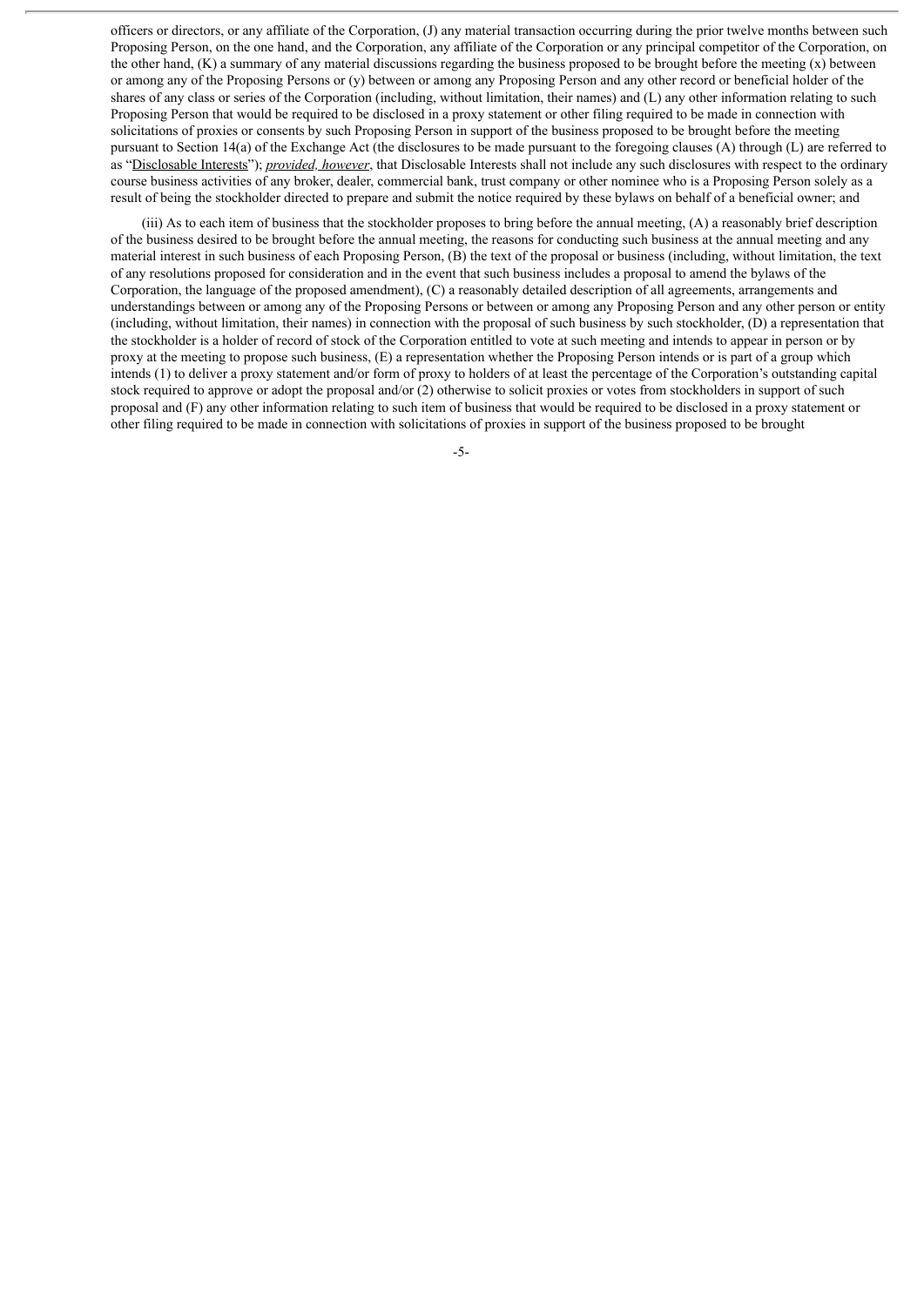officers or directors, or any affiliate of the Corporation, (J) any material transaction occurring during the prior twelve months between such Proposing Person, on the one hand, and the Corporation, any affiliate of the Corporation or any principal competitor of the Corporation, on the other hand, (K) a summary of any material discussions regarding the business proposed to be brought before the meeting (x) between or among any of the Proposing Persons or (y) between or among any Proposing Person and any other record or beneficial holder of the shares of any class or series of the Corporation (including, without limitation, their names) and (L) any other information relating to such Proposing Person that would be required to be disclosed in a proxy statement or other filing required to be made in connection with solicitations of proxies or consents by such Proposing Person in support of the business proposed to be brought before the meeting pursuant to Section 14(a) of the Exchange Act (the disclosures to be made pursuant to the foregoing clauses (A) through (L) are referred to as "<u>Disclosable Interests</u>"); <u>*provided, however*</u>, that Disclosable Interests shall not include any such disclosures with respect to the ordinary course business activities of any broker, dealer, commercial bank, trust company or other nominee who is a Proposing Person solely as a result of being the stockholder directed to prepare and submit the notice required by these bylaws on behalf of a beneficial owner; and

(iii) As to each item of business that the stockholder proposes to bring before the annual meeting, (A) a reasonably brief description of the business desired to be brought before the annual meeting, the reasons for conducting such business at the annual meeting and any material interest in such business of each Proposing Person, (B) the text of the proposal or business (including, without limitation, the text of any resolutions proposed for consideration and in the event that such business includes a proposal to amend the bylaws of the Corporation, the language of the proposed amendment), (C) a reasonably detailed description of all agreements, arrangements and understandings between or among any of the Proposing Persons or between or among any Proposing Person and any other person or entity (including, without limitation, their names) in connection with the proposal of such business by such stockholder, (D) a representation that the stockholder is a holder of record of stock of the Corporation entitled to vote at such meeting and intends to appear in person or by proxy at the meeting to propose such business, (E) a representation whether the Proposing Person intends or is part of a group which intends (1) to deliver a proxy statement and/or form of proxy to holders of at least the percentage of the Corporation's outstanding capital stock required to approve or adopt the proposal and/or (2) otherwise to solicit proxies or votes from stockholders in support of such proposal and (F) any other information relating to such item of business that would be required to be disclosed in a proxy statement or other filing required to be made in connection with solicitations of proxies in support of the business proposed to be brought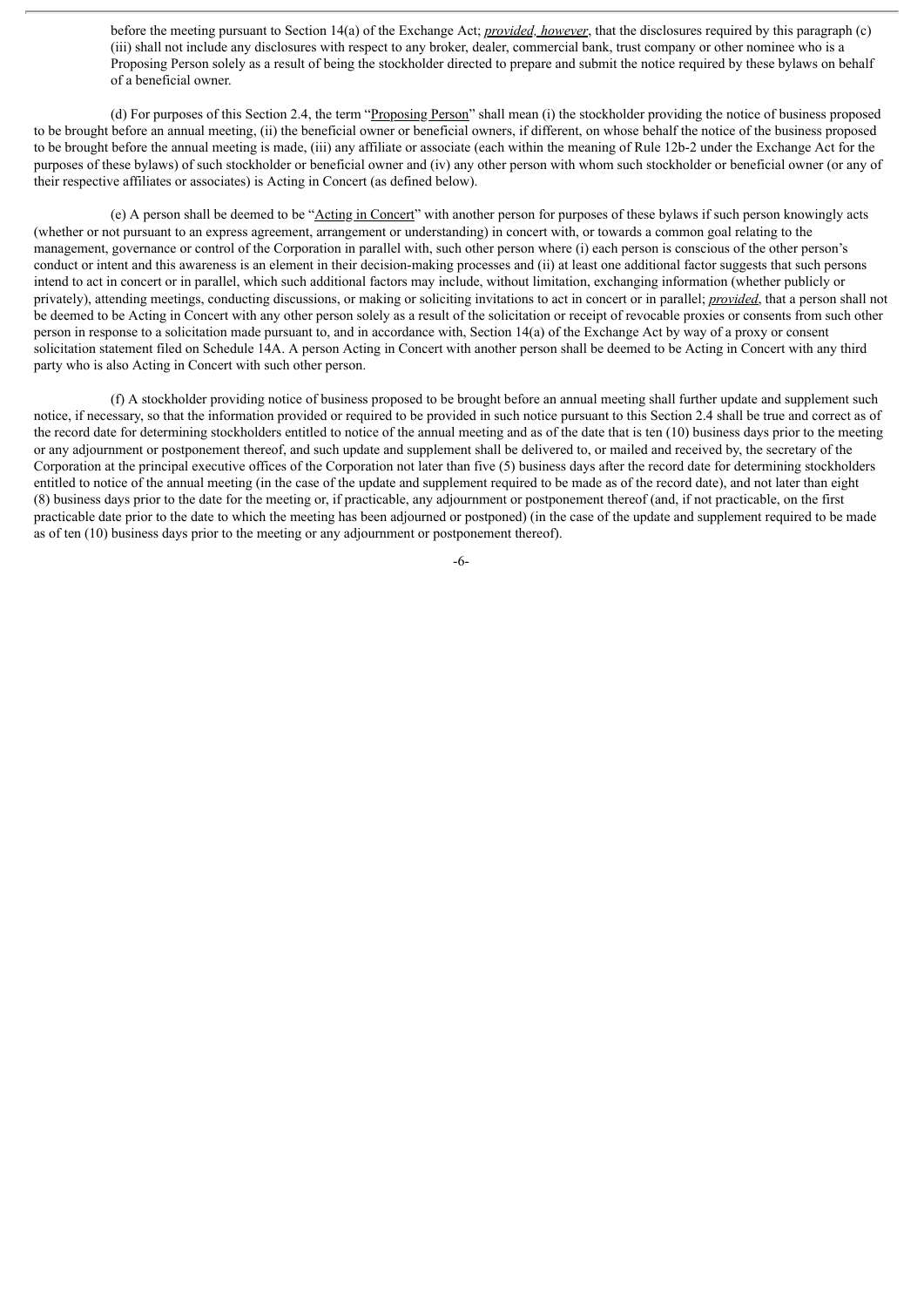before the meeting pursuant to Section 14(a) of the Exchange Act; *provided, however*, that the disclosures required by this paragraph (c)(iii) shall not include any disclosures with respect to any broker, dealer, commercial bank, trust company or other nominee who is a Proposing Person solely as a result of being the stockholder directed to prepare and submit the notice required by these bylaws on behalf of a beneficial owner.

(d) For purposes of this Section 2.4, the term "Proposing Person" shall mean (i) the stockholder providing the notice of business proposed to be brought before an annual meeting, (ii) the beneficial owner or beneficial owners, if different, on whose behalf the notice of the business proposed to be brought before the annual meeting is made, (iii) any affiliate or associate (each within the meaning of Rule 12b-2 under the Exchange Act for the purposes of these bylaws) of such stockholder or beneficial owner and (iv) any other person with whom such stockholder or beneficial owner (or any of their respective affiliates or associates) is Acting in Concert (as defined below).

(e) A person shall be deemed to be "Acting in Concert" with another person for purposes of these bylaws if such person knowingly acts (whether or not pursuant to an express agreement, arrangement or understanding) in concert with, or towards a common goal relating to the management, governance or control of the Corporation in parallel with, such other person where (i) each person is conscious of the other person's conduct or intent and this awareness is an element in their decision-making processes and (ii) at least one additional factor suggests that such persons intend to act in concert or in parallel, which such additional factors may include, without limitation, exchanging information (whether publicly or privately), attending meetings, conducting discussions, or making or soliciting invitations to act in concert or in parallel; *provided*, that a person shall not be deemed to be Acting in Concert with any other person solely as a result of the solicitation or receipt of revocable proxies or consents from such other person in response to a solicitation made pursuant to, and in accordance with, Section 14(a) of the Exchange Act by way of a proxy or consent solicitation statement filed on Schedule 14A. A person Acting in Concert with another person shall be deemed to be Acting in Concert with any third party who is also Acting in Concert with such other person.

(f) A stockholder providing notice of business proposed to be brought before an annual meeting shall further update and supplement such notice, if necessary, so that the information provided or required to be provided in such notice pursuant to this Section 2.4 shall be true and correct as of the record date for determining stockholders entitled to notice of the annual meeting and as of the date that is ten (10) business days prior to the meeting or any adjournment or postponement thereof, and such update and supplement shall be delivered to, or mailed and received by, the secretary of the Corporation at the principal executive offices of the Corporation not later than five (5) business days after the record date for determining stockholders entitled to notice of the annual meeting (in the case of the update and supplement required to be made as of the record date), and not later than eight (8) business days prior to the date for the meeting or, if practicable, any adjournment or postponement thereof (and, if not practicable, on the first practicable date prior to the date to which the meeting has been adjourned or postponed) (in the case of the update and supplement required to be made as of ten (10) business days prior to the meeting or any adjournment or postponement thereof).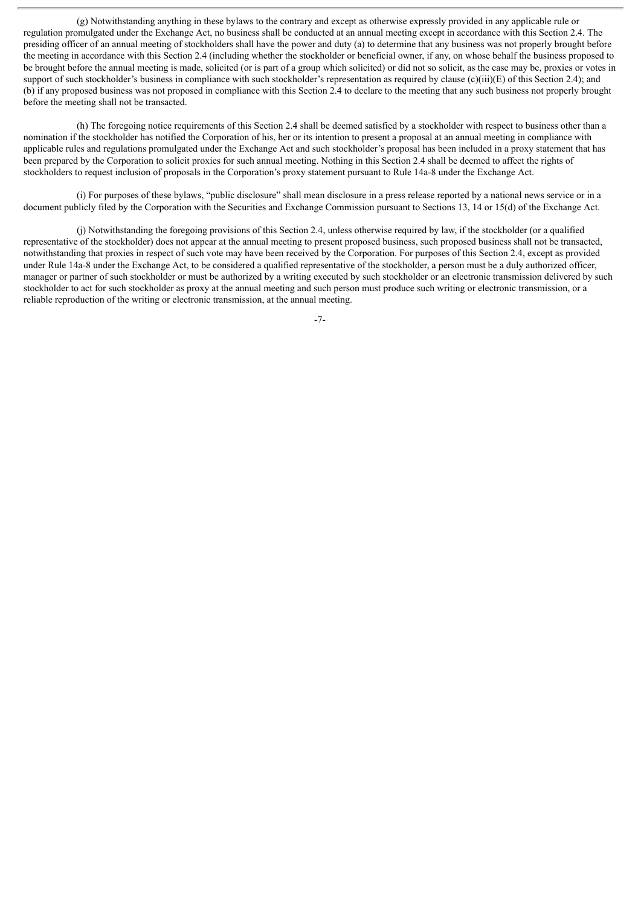(g) Notwithstanding anything in these bylaws to the contrary and except as otherwise expressly provided in any applicable rule or regulation promulgated under the Exchange Act, no business shall be conducted at an annual meeting except in accordance with this Section 2.4. The presiding officer of an annual meeting of stockholders shall have the power and duty (a) to determine that any business was not properly brought before the meeting in accordance with this Section 2.4 (including whether the stockholder or beneficial owner, if any, on whose behalf the business proposed to be brought before the annual meeting is made, solicited (or is part of a group which solicited) or did not so solicit, as the case may be, proxies or votes in support of such stockholder's business in compliance with such stockholder's representation as required by clause (c)(iii)(E) of this Section 2.4); and (b) if any proposed business was not proposed in compliance with this Section 2.4 to declare to the meeting that any such business not properly brought before the meeting shall not be transacted.

(h) The foregoing notice requirements of this Section 2.4 shall be deemed satisfied by a stockholder with respect to business other than a nomination if the stockholder has notified the Corporation of his, her or its intention to present a proposal at an annual meeting in compliance with applicable rules and regulations promulgated under the Exchange Act and such stockholder's proposal has been included in a proxy statement that has been prepared by the Corporation to solicit proxies for such annual meeting. Nothing in this Section 2.4 shall be deemed to affect the rights of stockholders to request inclusion of proposals in the Corporation's proxy statement pursuant to Rule 14a-8 under the Exchange Act.

(i) For purposes of these bylaws, "public disclosure" shall mean disclosure in a press release reported by a national news service or in a document publicly filed by the Corporation with the Securities and Exchange Commission pursuant to Sections 13, 14 or 15(d) of the Exchange Act.

(j) Notwithstanding the foregoing provisions of this Section 2.4, unless otherwise required by law, if the stockholder (or a qualified representative of the stockholder) does not appear at the annual meeting to present proposed business, such proposed business shall not be transacted, notwithstanding that proxies in respect of such vote may have been received by the Corporation. For purposes of this Section 2.4, except as provided under Rule 14a-8 under the Exchange Act, to be considered a qualified representative of the stockholder, a person must be a duly authorized officer, manager or partner of such stockholder or must be authorized by a writing executed by such stockholder or an electronic transmission delivered by such stockholder to act for such stockholder as proxy at the annual meeting and such person must produce such writing or electronic transmission, or a reliable reproduction of the writing or electronic transmission, at the annual meeting.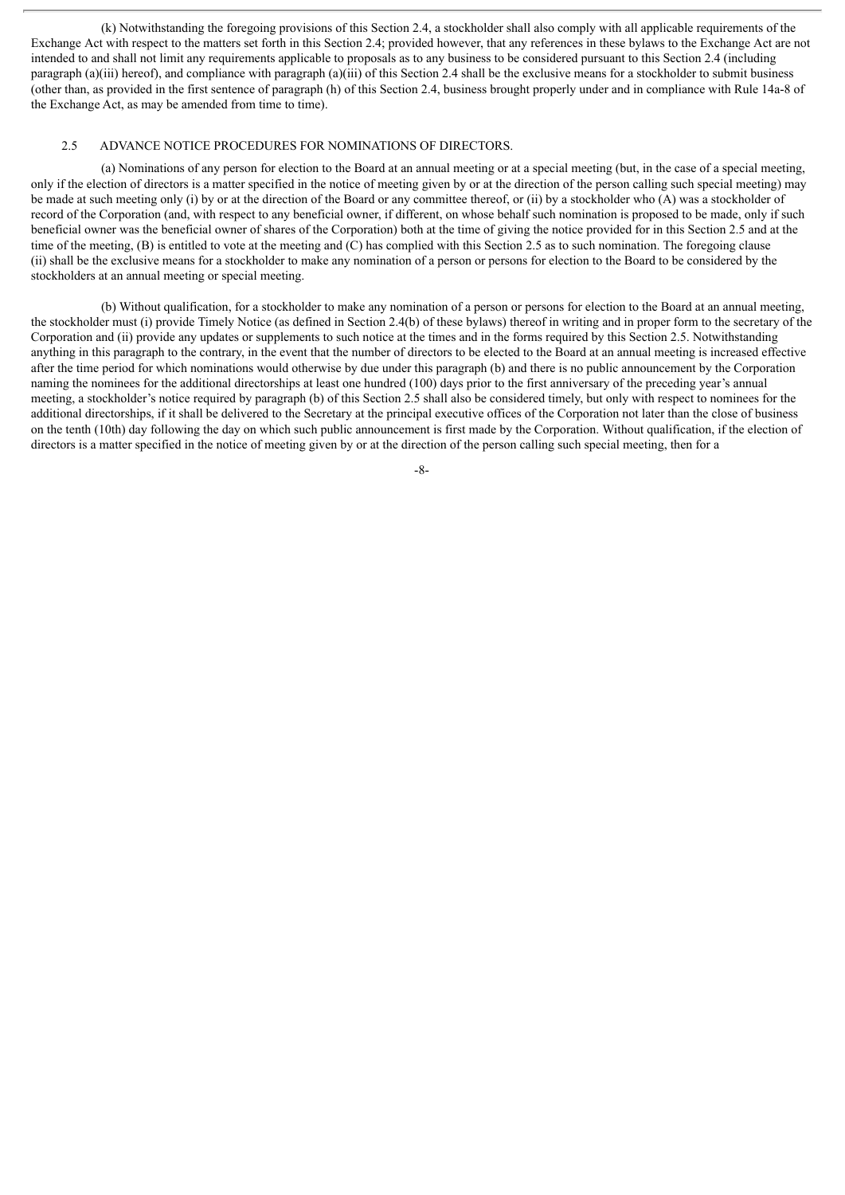(k) Notwithstanding the foregoing provisions of this Section 2.4, a stockholder shall also comply with all applicable requirements of the Exchange Act with respect to the matters set forth in this Section 2.4; provided however, that any references in these bylaws to the Exchange Act are not intended to and shall not limit any requirements applicable to proposals as to any business to be considered pursuant to this Section 2.4 (including paragraph (a)(iii) hereof), and compliance with paragraph (a)(iii) of this Section 2.4 shall be the exclusive means for a stockholder to submit business (other than, as provided in the first sentence of paragraph (h) of this Section 2.4, business brought properly under and in compliance with Rule 14a-8 of the Exchange Act, as may be amended from time to time).

2.5 ADVANCE NOTICE PROCEDURES FOR NOMINATIONS OF DIRECTORS.

(a) Nominations of any person for election to the Board at an annual meeting or at a special meeting (but, in the case of a special meeting, only if the election of directors is a matter specified in the notice of meeting given by or at the direction of the person calling such special meeting) may be made at such meeting only (i) by or at the direction of the Board or any committee thereof, or (ii) by a stockholder who (A) was a stockholder of record of the Corporation (and, with respect to any beneficial owner, if different, on whose behalf such nomination is proposed to be made, only if such beneficial owner was the beneficial owner of shares of the Corporation) both at the time of giving the notice provided for in this Section 2.5 and at the time of the meeting, (B) is entitled to vote at the meeting and (C) has complied with this Section 2.5 as to such nomination. The foregoing clause (ii) shall be the exclusive means for a stockholder to make any nomination of a person or persons for election to the Board to be considered by the stockholders at an annual meeting or special meeting.

(b) Without qualification, for a stockholder to make any nomination of a person or persons for election to the Board at an annual meeting, the stockholder must (i) provide Timely Notice (as defined in Section 2.4(b) of these bylaws) thereof in writing and in proper form to the secretary of the Corporation and (ii) provide any updates or supplements to such notice at the times and in the forms required by this Section 2.5. Notwithstanding anything in this paragraph to the contrary, in the event that the number of directors to be elected to the Board at an annual meeting is increased effective after the time period for which nominations would otherwise by due under this paragraph (b) and there is no public announcement by the Corporation naming the nominees for the additional directorships at least one hundred (100) days prior to the first anniversary of the preceding year's annual meeting, a stockholder's notice required by paragraph (b) of this Section 2.5 shall also be considered timely, but only with respect to nominees for the additional directorships, if it shall be delivered to the Secretary at the principal executive offices of the Corporation not later than the close of business on the tenth (10th) day following the day on which such public announcement is first made by the Corporation. Without qualification, if the election of directors is a matter specified in the notice of meeting given by or at the direction of the person calling such special meeting, then for a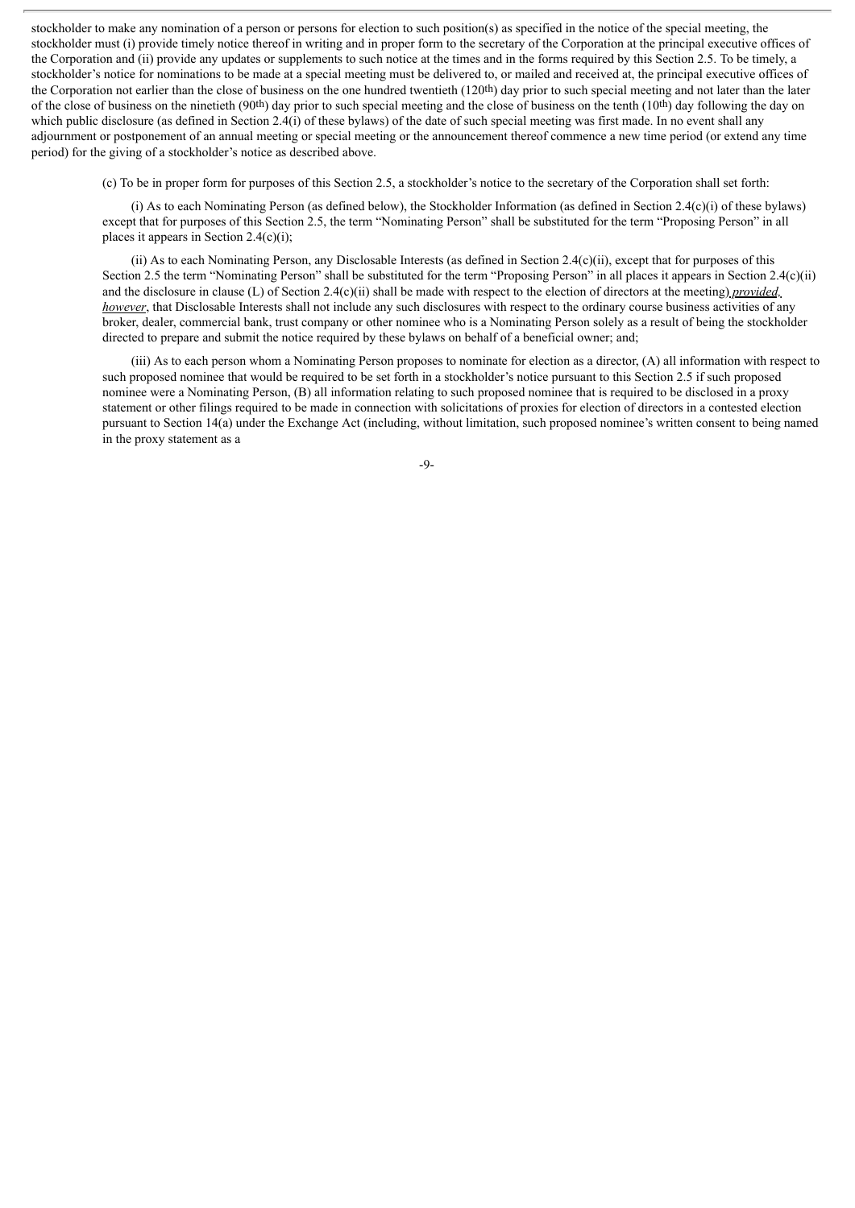stockholder to make any nomination of a person or persons for election to such position(s) as specified in the notice of the special meeting, the stockholder must (i) provide timely notice thereof in writing and in proper form to the secretary of the Corporation at the principal executive offices of the Corporation and (ii) provide any updates or supplements to such notice at the times and in the forms required by this Section 2.5. To be timely, a stockholder's notice for nominations to be made at a special meeting must be delivered to, or mailed and received at, the principal executive offices of the Corporation not earlier than the close of business on the one hundred twentieth (120th) day prior to such special meeting and not later than the later of the close of business on the ninetieth (90th) day prior to such special meeting and the close of business on the tenth (10th) day following the day on which public disclosure (as defined in Section 2.4(i) of these bylaws) of the date of such special meeting was first made. In no event shall any adjournment or postponement of an annual meeting or special meeting or the announcement thereof commence a new time period (or extend any time period) for the giving of a stockholder's notice as described above.

(c) To be in proper form for purposes of this Section 2.5, a stockholder's notice to the secretary of the Corporation shall set forth:

(i) As to each Nominating Person (as defined below), the Stockholder Information (as defined in Section 2.4(c)(i) of these bylaws) except that for purposes of this Section 2.5, the term "Nominating Person" shall be substituted for the term "Proposing Person" in all places it appears in Section 2.4(c)(i);

(ii) As to each Nominating Person, any Disclosable Interests (as defined in Section 2.4(c)(ii), except that for purposes of this Section 2.5 the term "Nominating Person" shall be substituted for the term "Proposing Person" in all places it appears in Section 2.4(c)(ii) and the disclosure in clause (L) of Section 2.4(c)(ii) shall be made with respect to the election of directors at the meeting) *provided, however*, that Disclosable Interests shall not include any such disclosures with respect to the ordinary course business activities of any broker, dealer, commercial bank, trust company or other nominee who is a Nominating Person solely as a result of being the stockholder directed to prepare and submit the notice required by these bylaws on behalf of a beneficial owner; and;

(iii) As to each person whom a Nominating Person proposes to nominate for election as a director, (A) all information with respect to such proposed nominee that would be required to be set forth in a stockholder's notice pursuant to this Section 2.5 if such proposed nominee were a Nominating Person, (B) all information relating to such proposed nominee that is required to be disclosed in a proxy statement or other filings required to be made in connection with solicitations of proxies for election of directors in a contested election pursuant to Section 14(a) under the Exchange Act (including, without limitation, such proposed nominee's written consent to being named in the proxy statement as a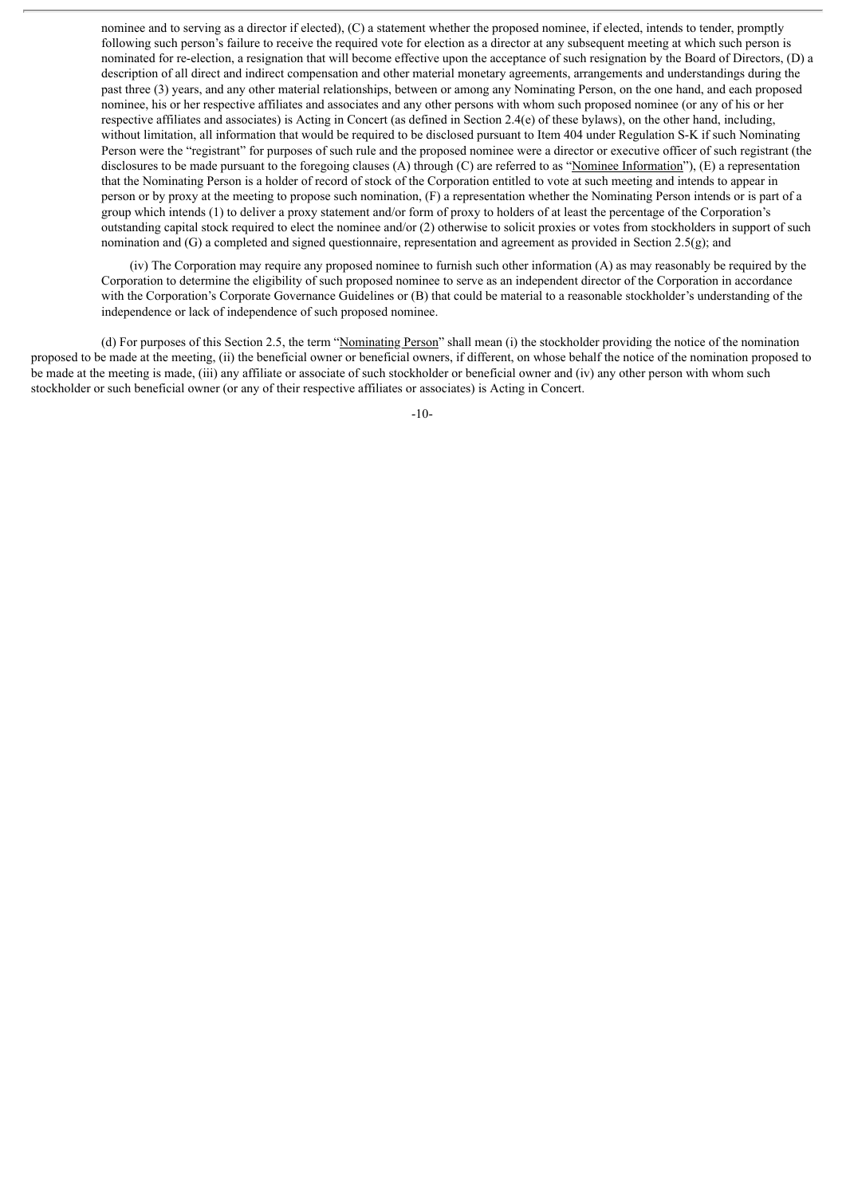nominee and to serving as a director if elected), (C) a statement whether the proposed nominee, if elected, intends to tender, promptly following such person's failure to receive the required vote for election as a director at any subsequent meeting at which such person is nominated for re-election, a resignation that will become effective upon the acceptance of such resignation by the Board of Directors, (D) a description of all direct and indirect compensation and other material monetary agreements, arrangements and understandings during the past three (3) years, and any other material relationships, between or among any Nominating Person, on the one hand, and each proposed nominee, his or her respective affiliates and associates and any other persons with whom such proposed nominee (or any of his or her respective affiliates and associates) is Acting in Concert (as defined in Section 2.4(e) of these bylaws), on the other hand, including, without limitation, all information that would be required to be disclosed pursuant to Item 404 under Regulation S-K if such Nominating Person were the "registrant" for purposes of such rule and the proposed nominee were a director or executive officer of such registrant (the disclosures to be made pursuant to the foregoing clauses (A) through (C) are referred to as "Nominee Information"), (E) a representation that the Nominating Person is a holder of record of stock of the Corporation entitled to vote at such meeting and intends to appear in person or by proxy at the meeting to propose such nomination, (F) a representation whether the Nominating Person intends or is part of a group which intends (1) to deliver a proxy statement and/or form of proxy to holders of at least the percentage of the Corporation's outstanding capital stock required to elect the nominee and/or (2) otherwise to solicit proxies or votes from stockholders in support of such nomination and (G) a completed and signed questionnaire, representation and agreement as provided in Section 2.5(g); and

(iv) The Corporation may require any proposed nominee to furnish such other information (A) as may reasonably be required by the Corporation to determine the eligibility of such proposed nominee to serve as an independent director of the Corporation in accordance with the Corporation's Corporate Governance Guidelines or (B) that could be material to a reasonable stockholder's understanding of the independence or lack of independence of such proposed nominee.

(d) For purposes of this Section 2.5, the term "Nominating Person" shall mean (i) the stockholder providing the notice of the nomination proposed to be made at the meeting, (ii) the beneficial owner or beneficial owners, if different, on whose behalf the notice of the nomination proposed to be made at the meeting is made, (iii) any affiliate or associate of such stockholder or beneficial owner and (iv) any other person with whom such stockholder or such beneficial owner (or any of their respective affiliates or associates) is Acting in Concert.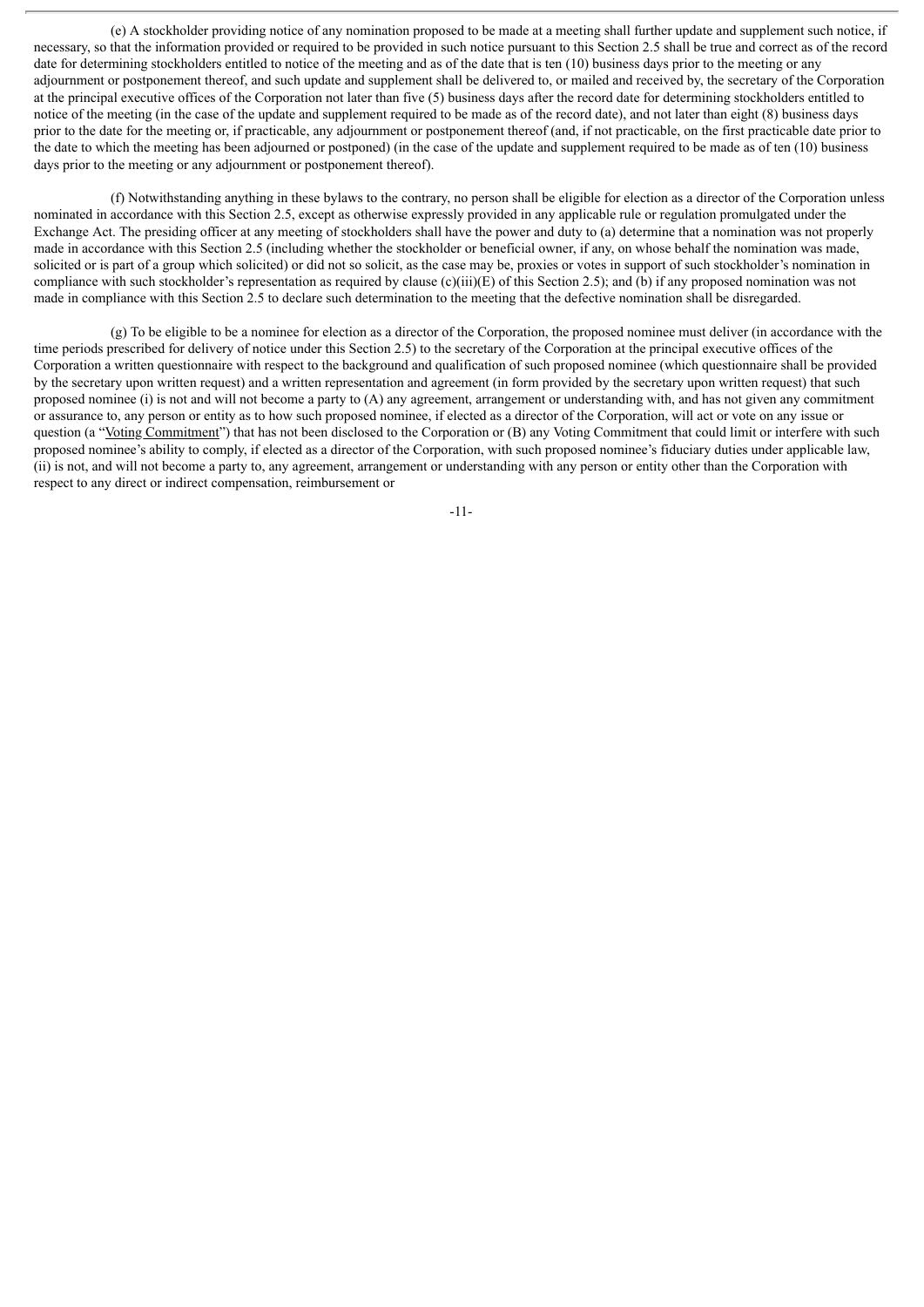(e) A stockholder providing notice of any nomination proposed to be made at a meeting shall further update and supplement such notice, if necessary, so that the information provided or required to be provided in such notice pursuant to this Section 2.5 shall be true and correct as of the record date for determining stockholders entitled to notice of the meeting and as of the date that is ten (10) business days prior to the meeting or any adjournment or postponement thereof, and such update and supplement shall be delivered to, or mailed and received by, the secretary of the Corporation at the principal executive offices of the Corporation not later than five (5) business days after the record date for determining stockholders entitled to notice of the meeting (in the case of the update and supplement required to be made as of the record date), and not later than eight (8) business days prior to the date for the meeting or, if practicable, any adjournment or postponement thereof (and, if not practicable, on the first practicable date prior to the date to which the meeting has been adjourned or postponed) (in the case of the update and supplement required to be made as of ten (10) business days prior to the meeting or any adjournment or postponement thereof).

(f) Notwithstanding anything in these bylaws to the contrary, no person shall be eligible for election as a director of the Corporation unless nominated in accordance with this Section 2.5, except as otherwise expressly provided in any applicable rule or regulation promulgated under the Exchange Act. The presiding officer at any meeting of stockholders shall have the power and duty to (a) determine that a nomination was not properly made in accordance with this Section 2.5 (including whether the stockholder or beneficial owner, if any, on whose behalf the nomination was made, solicited or is part of a group which solicited) or did not so solicit, as the case may be, proxies or votes in support of such stockholder's nomination in compliance with such stockholder's representation as required by clause (c)(iii)(E) of this Section 2.5); and (b) if any proposed nomination was not made in compliance with this Section 2.5 to declare such determination to the meeting that the defective nomination shall be disregarded.

(g) To be eligible to be a nominee for election as a director of the Corporation, the proposed nominee must deliver (in accordance with the time periods prescribed for delivery of notice under this Section 2.5) to the secretary of the Corporation at the principal executive offices of the Corporation a written questionnaire with respect to the background and qualification of such proposed nominee (which questionnaire shall be provided by the secretary upon written request) and a written representation and agreement (in form provided by the secretary upon written request) that such proposed nominee (i) is not and will not become a party to (A) any agreement, arrangement or understanding with, and has not given any commitment or assurance to, any person or entity as to how such proposed nominee, if elected as a director of the Corporation, will act or vote on any issue or question (a "Voting Commitment") that has not been disclosed to the Corporation or (B) any Voting Commitment that could limit or interfere with such proposed nominee's ability to comply, if elected as a director of the Corporation, with such proposed nominee's fiduciary duties under applicable law, (ii) is not, and will not become a party to, any agreement, arrangement or understanding with any person or entity other than the Corporation with respect to any direct or indirect compensation, reimbursement or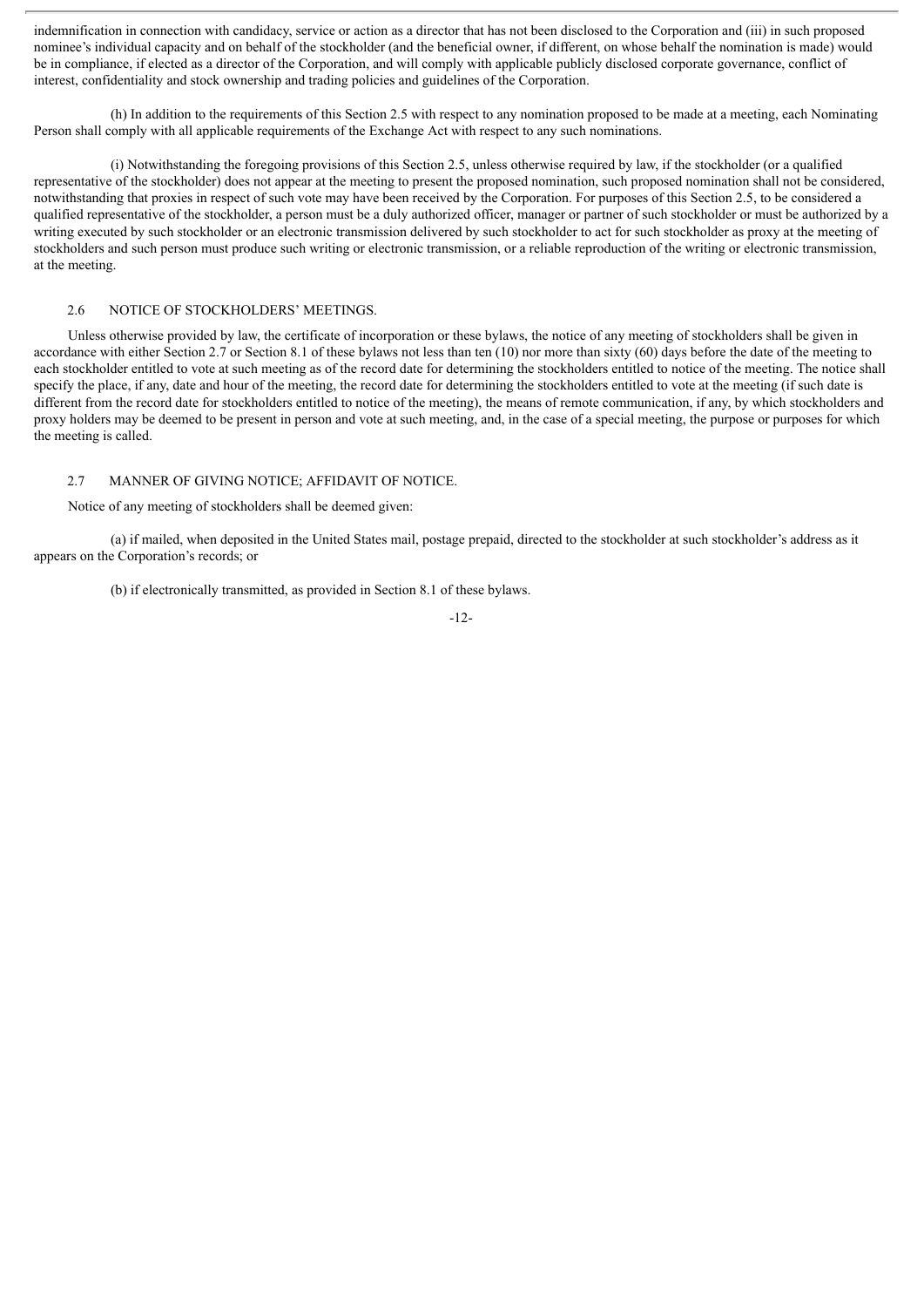indemnification in connection with candidacy, service or action as a director that has not been disclosed to the Corporation and (iii) in such proposed nominee's individual capacity and on behalf of the stockholder (and the beneficial owner, if different, on whose behalf the nomination is made) would be in compliance, if elected as a director of the Corporation, and will comply with applicable publicly disclosed corporate governance, conflict of interest, confidentiality and stock ownership and trading policies and guidelines of the Corporation.

(h) In addition to the requirements of this Section 2.5 with respect to any nomination proposed to be made at a meeting, each Nominating Person shall comply with all applicable requirements of the Exchange Act with respect to any such nominations.

(i) Notwithstanding the foregoing provisions of this Section 2.5, unless otherwise required by law, if the stockholder (or a qualified representative of the stockholder) does not appear at the meeting to present the proposed nomination, such proposed nomination shall not be considered, notwithstanding that proxies in respect of such vote may have been received by the Corporation. For purposes of this Section 2.5, to be considered a qualified representative of the stockholder, a person must be a duly authorized officer, manager or partner of such stockholder or must be authorized by a writing executed by such stockholder or an electronic transmission delivered by such stockholder to act for such stockholder as proxy at the meeting of stockholders and such person must produce such writing or electronic transmission, or a reliable reproduction of the writing or electronic transmission, at the meeting.

## 2.6 NOTICE OF STOCKHOLDERS' MEETINGS.

Unless otherwise provided by law, the certificate of incorporation or these bylaws, the notice of any meeting of stockholders shall be given in accordance with either Section 2.7 or Section 8.1 of these bylaws not less than ten (10) nor more than sixty (60) days before the date of the meeting to each stockholder entitled to vote at such meeting as of the record date for determining the stockholders entitled to notice of the meeting. The notice shall specify the place, if any, date and hour of the meeting, the record date for determining the stockholders entitled to vote at the meeting (if such date is different from the record date for stockholders entitled to notice of the meeting), the means of remote communication, if any, by which stockholders and proxy holders may be deemed to be present in person and vote at such meeting, and, in the case of a special meeting, the purpose or purposes for which the meeting is called.

## 2.7 MANNER OF GIVING NOTICE; AFFIDAVIT OF NOTICE.

Notice of any meeting of stockholders shall be deemed given:

(a) if mailed, when deposited in the United States mail, postage prepaid, directed to the stockholder at such stockholder's address as it appears on the Corporation's records; or

(b) if electronically transmitted, as provided in Section 8.1 of these bylaws.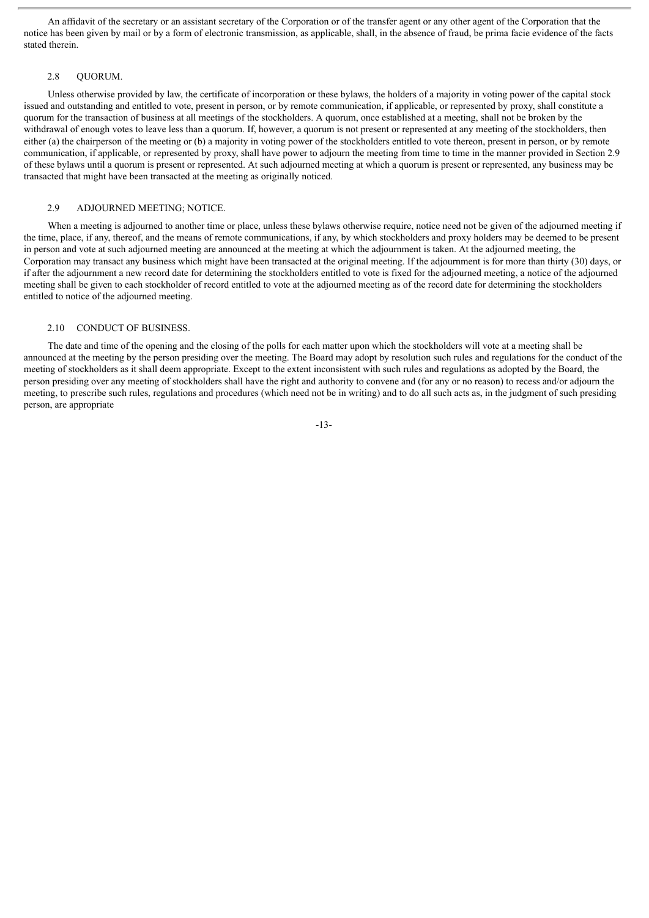An affidavit of the secretary or an assistant secretary of the Corporation or of the transfer agent or any other agent of the Corporation that the notice has been given by mail or by a form of electronic transmission, as applicable, shall, in the absence of fraud, be prima facie evidence of the facts stated therein.

### 2.8 QUORUM.

Unless otherwise provided by law, the certificate of incorporation or these bylaws, the holders of a majority in voting power of the capital stock issued and outstanding and entitled to vote, present in person, or by remote communication, if applicable, or represented by proxy, shall constitute a quorum for the transaction of business at all meetings of the stockholders. A quorum, once established at a meeting, shall not be broken by the withdrawal of enough votes to leave less than a quorum. If, however, a quorum is not present or represented at any meeting of the stockholders, then either (a) the chairperson of the meeting or (b) a majority in voting power of the stockholders entitled to vote thereon, present in person, or by remote communication, if applicable, or represented by proxy, shall have power to adjourn the meeting from time to time in the manner provided in Section 2.9 of these bylaws until a quorum is present or represented. At such adjourned meeting at which a quorum is present or represented, any business may be transacted that might have been transacted at the meeting as originally noticed.

### 2.9 ADJOURNED MEETING; NOTICE.

When a meeting is adjourned to another time or place, unless these bylaws otherwise require, notice need not be given of the adjourned meeting if the time, place, if any, thereof, and the means of remote communications, if any, by which stockholders and proxy holders may be deemed to be present in person and vote at such adjourned meeting are announced at the meeting at which the adjournment is taken. At the adjourned meeting, the Corporation may transact any business which might have been transacted at the original meeting. If the adjournment is for more than thirty (30) days, or if after the adjournment a new record date for determining the stockholders entitled to vote is fixed for the adjourned meeting, a notice of the adjourned meeting shall be given to each stockholder of record entitled to vote at the adjourned meeting as of the record date for determining the stockholders entitled to notice of the adjourned meeting.

### 2.10 CONDUCT OF BUSINESS.

The date and time of the opening and the closing of the polls for each matter upon which the stockholders will vote at a meeting shall be announced at the meeting by the person presiding over the meeting. The Board may adopt by resolution such rules and regulations for the conduct of the meeting of stockholders as it shall deem appropriate. Except to the extent inconsistent with such rules and regulations as adopted by the Board, the person presiding over any meeting of stockholders shall have the right and authority to convene and (for any or no reason) to recess and/or adjourn the meeting, to prescribe such rules, regulations and procedures (which need not be in writing) and to do all such acts as, in the judgment of such presiding person, are appropriate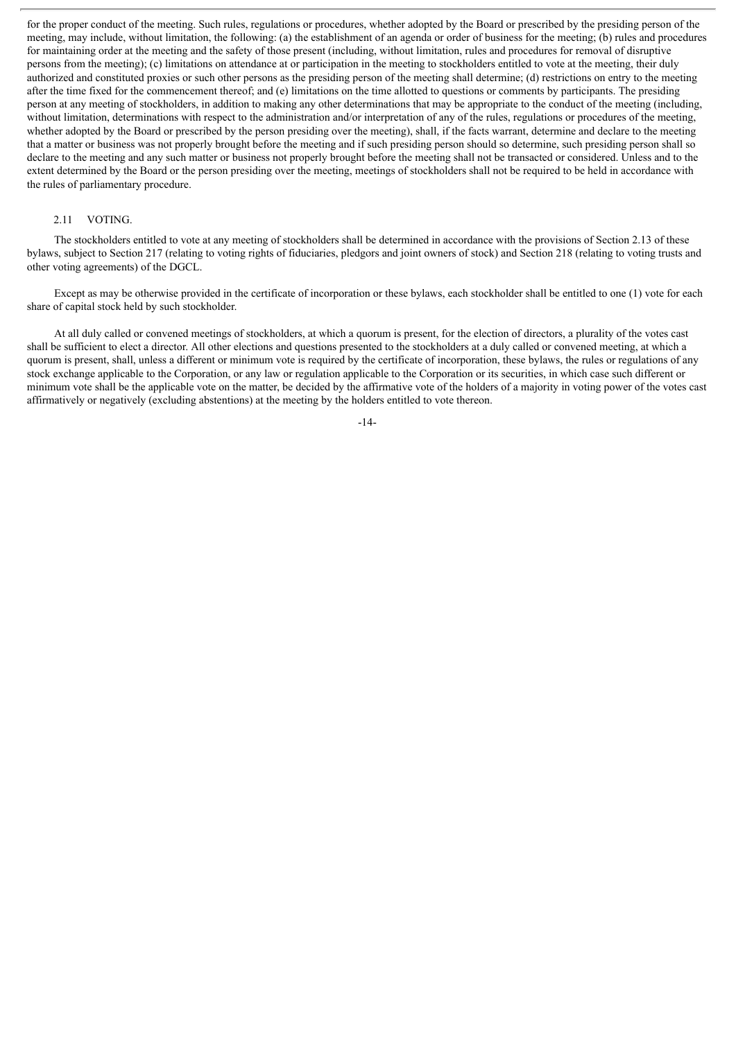for the proper conduct of the meeting. Such rules, regulations or procedures, whether adopted by the Board or prescribed by the presiding person of the meeting, may include, without limitation, the following: (a) the establishment of an agenda or order of business for the meeting; (b) rules and procedures for maintaining order at the meeting and the safety of those present (including, without limitation, rules and procedures for removal of disruptive persons from the meeting); (c) limitations on attendance at or participation in the meeting to stockholders entitled to vote at the meeting, their duly authorized and constituted proxies or such other persons as the presiding person of the meeting shall determine; (d) restrictions on entry to the meeting after the time fixed for the commencement thereof; and (e) limitations on the time allotted to questions or comments by participants. The presiding person at any meeting of stockholders, in addition to making any other determinations that may be appropriate to the conduct of the meeting (including, without limitation, determinations with respect to the administration and/or interpretation of any of the rules, regulations or procedures of the meeting, whether adopted by the Board or prescribed by the person presiding over the meeting), shall, if the facts warrant, determine and declare to the meeting that a matter or business was not properly brought before the meeting and if such presiding person should so determine, such presiding person shall so declare to the meeting and any such matter or business not properly brought before the meeting shall not be transacted or considered. Unless and to the extent determined by the Board or the person presiding over the meeting, meetings of stockholders shall not be required to be held in accordance with the rules of parliamentary procedure.

## 2.11 VOTING.

The stockholders entitled to vote at any meeting of stockholders shall be determined in accordance with the provisions of Section 2.13 of these bylaws, subject to Section 217 (relating to voting rights of fiduciaries, pledgors and joint owners of stock) and Section 218 (relating to voting trusts and other voting agreements) of the DGCL.

Except as may be otherwise provided in the certificate of incorporation or these bylaws, each stockholder shall be entitled to one (1) vote for each share of capital stock held by such stockholder.

At all duly called or convened meetings of stockholders, at which a quorum is present, for the election of directors, a plurality of the votes cast shall be sufficient to elect a director. All other elections and questions presented to the stockholders at a duly called or convened meeting, at which a quorum is present, shall, unless a different or minimum vote is required by the certificate of incorporation, these bylaws, the rules or regulations of any stock exchange applicable to the Corporation, or any law or regulation applicable to the Corporation or its securities, in which case such different or minimum vote shall be the applicable vote on the matter, be decided by the affirmative vote of the holders of a majority in voting power of the votes cast affirmatively or negatively (excluding abstentions) at the meeting by the holders entitled to vote thereon.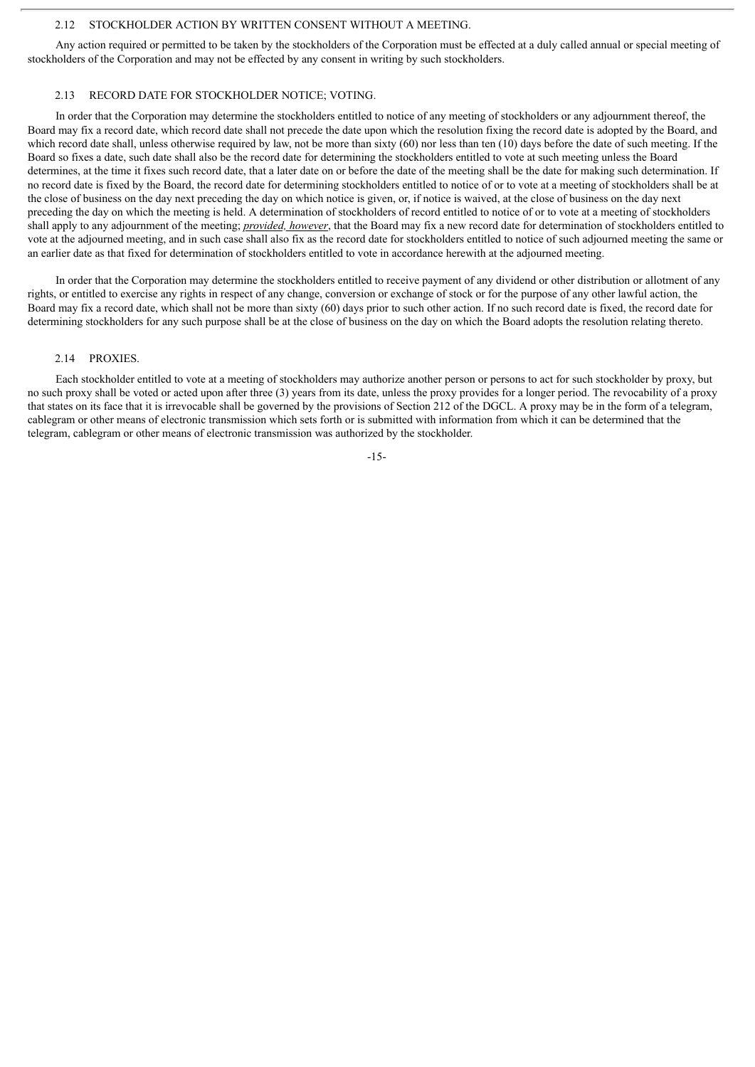### 2.12 STOCKHOLDER ACTION BY WRITTEN CONSENT WITHOUT A MEETING.

Any action required or permitted to be taken by the stockholders of the Corporation must be effected at a duly called annual or special meeting of stockholders of the Corporation and may not be effected by any consent in writing by such stockholders.

### 2.13 RECORD DATE FOR STOCKHOLDER NOTICE; VOTING.

In order that the Corporation may determine the stockholders entitled to notice of any meeting of stockholders or any adjournment thereof, the Board may fix a record date, which record date shall not precede the date upon which the resolution fixing the record date is adopted by the Board, and which record date shall, unless otherwise required by law, not be more than sixty (60) nor less than ten (10) days before the date of such meeting. If the Board so fixes a date, such date shall also be the record date for determining the stockholders entitled to vote at such meeting unless the Board determines, at the time it fixes such record date, that a later date on or before the date of the meeting shall be the date for making such determination. If no record date is fixed by the Board, the record date for determining stockholders entitled to notice of or to vote at a meeting of stockholders shall be at the close of business on the day next preceding the day on which notice is given, or, if notice is waived, at the close of business on the day next preceding the day on which the meeting is held. A determination of stockholders of record entitled to notice of or to vote at a meeting of stockholders shall apply to any adjournment of the meeting; *provided, however*, that the Board may fix a new record date for determination of stockholders entitled to vote at the adjourned meeting, and in such case shall also fix as the record date for stockholders entitled to notice of such adjourned meeting the same or an earlier date as that fixed for determination of stockholders entitled to vote in accordance herewith at the adjourned meeting.

In order that the Corporation may determine the stockholders entitled to receive payment of any dividend or other distribution or allotment of any rights, or entitled to exercise any rights in respect of any change, conversion or exchange of stock or for the purpose of any other lawful action, the Board may fix a record date, which shall not be more than sixty (60) days prior to such other action. If no such record date is fixed, the record date for determining stockholders for any such purpose shall be at the close of business on the day on which the Board adopts the resolution relating thereto.

### 2.14 PROXIES.

Each stockholder entitled to vote at a meeting of stockholders may authorize another person or persons to act for such stockholder by proxy, but no such proxy shall be voted or acted upon after three (3) years from its date, unless the proxy provides for a longer period. The revocability of a proxy that states on its face that it is irrevocable shall be governed by the provisions of Section 212 of the DGCL. A proxy may be in the form of a telegram, cablegram or other means of electronic transmission which sets forth or is submitted with information from which it can be determined that the telegram, cablegram or other means of electronic transmission was authorized by the stockholder.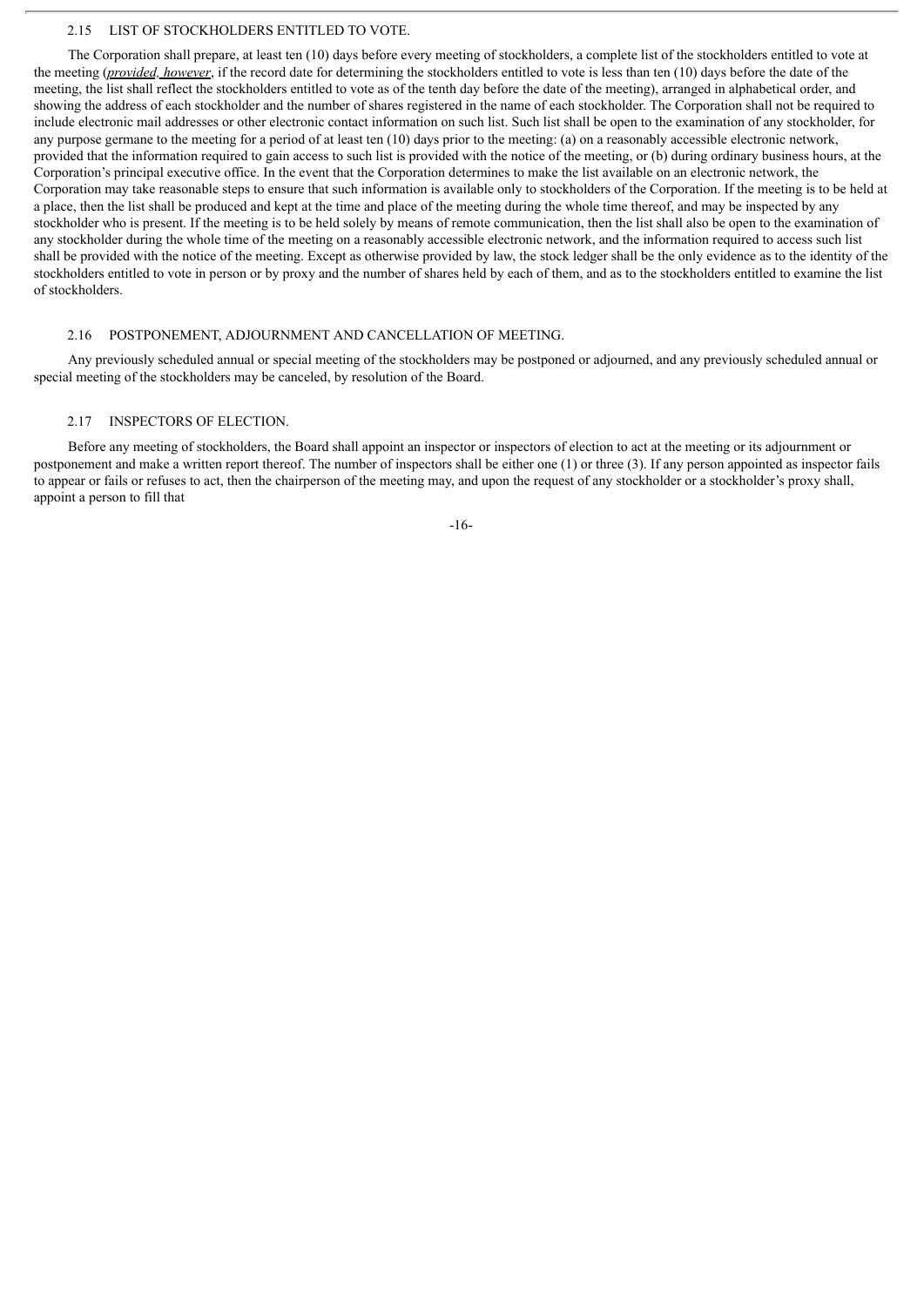### 2.15 LIST OF STOCKHOLDERS ENTITLED TO VOTE.

The Corporation shall prepare, at least ten (10) days before every meeting of stockholders, a complete list of the stockholders entitled to vote at the meeting (*provided, however*, if the record date for determining the stockholders entitled to vote is less than ten (10) days before the date of the meeting, the list shall reflect the stockholders entitled to vote as of the tenth day before the date of the meeting), arranged in alphabetical order, and showing the address of each stockholder and the number of shares registered in the name of each stockholder. The Corporation shall not be required to include electronic mail addresses or other electronic contact information on such list. Such list shall be open to the examination of any stockholder, for any purpose germane to the meeting for a period of at least ten (10) days prior to the meeting: (a) on a reasonably accessible electronic network, provided that the information required to gain access to such list is provided with the notice of the meeting, or (b) during ordinary business hours, at the Corporation's principal executive office. In the event that the Corporation determines to make the list available on an electronic network, the Corporation may take reasonable steps to ensure that such information is available only to stockholders of the Corporation. If the meeting is to be held at a place, then the list shall be produced and kept at the time and place of the meeting during the whole time thereof, and may be inspected by any stockholder who is present. If the meeting is to be held solely by means of remote communication, then the list shall also be open to the examination of any stockholder during the whole time of the meeting on a reasonably accessible electronic network, and the information required to access such list shall be provided with the notice of the meeting. Except as otherwise provided by law, the stock ledger shall be the only evidence as to the identity of the stockholders entitled to vote in person or by proxy and the number of shares held by each of them, and as to the stockholders entitled to examine the list of stockholders.

### 2.16 POSTPONEMENT, ADJOURNMENT AND CANCELLATION OF MEETING.

Any previously scheduled annual or special meeting of the stockholders may be postponed or adjourned, and any previously scheduled annual or special meeting of the stockholders may be canceled, by resolution of the Board.

### 2.17 INSPECTORS OF ELECTION.

Before any meeting of stockholders, the Board shall appoint an inspector or inspectors of election to act at the meeting or its adjournment or postponement and make a written report thereof. The number of inspectors shall be either one (1) or three (3). If any person appointed as inspector fails to appear or fails or refuses to act, then the chairperson of the meeting may, and upon the request of any stockholder or a stockholder's proxy shall, appoint a person to fill that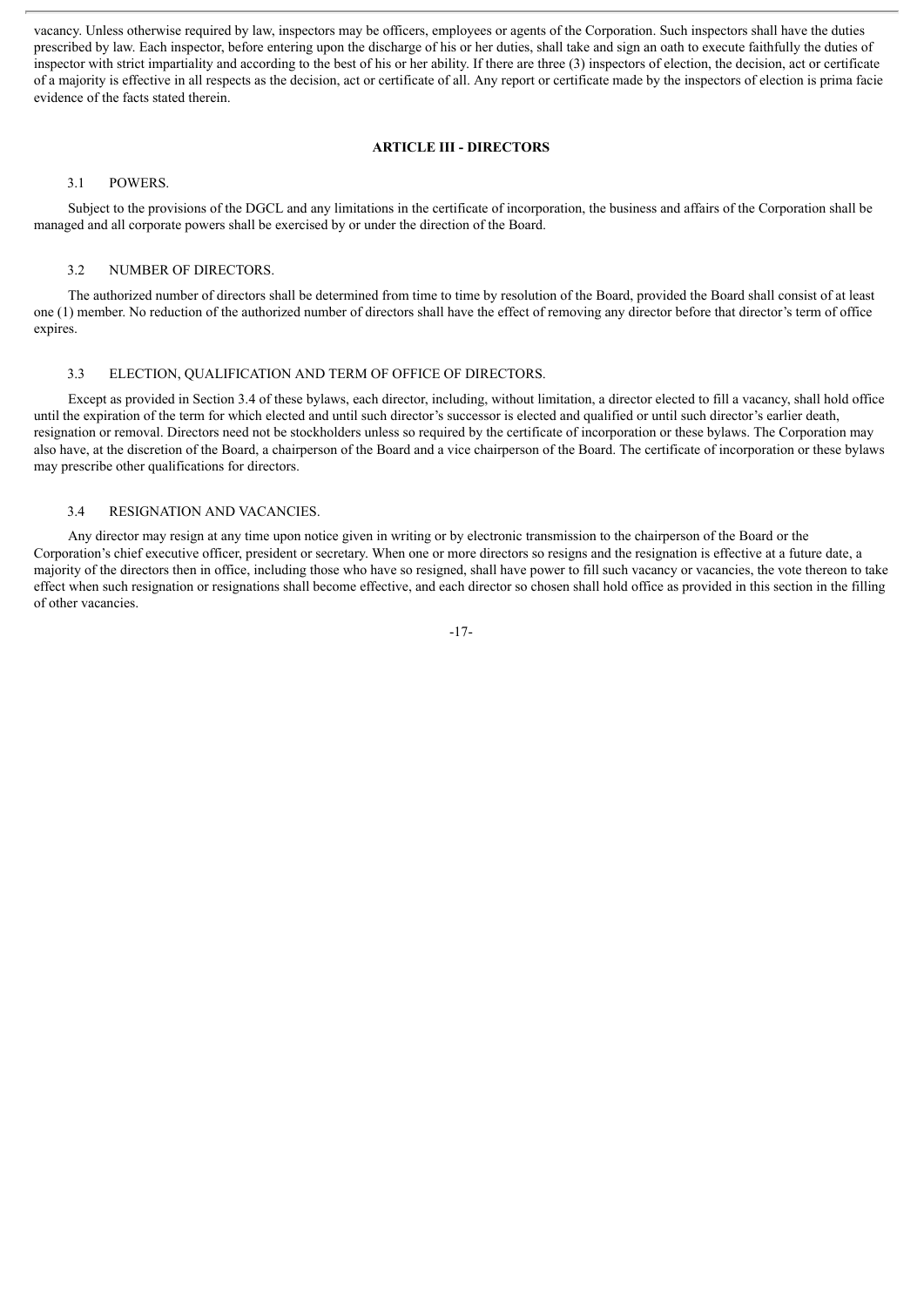vacancy. Unless otherwise required by law, inspectors may be officers, employees or agents of the Corporation. Such inspectors shall have the duties prescribed by law. Each inspector, before entering upon the discharge of his or her duties, shall take and sign an oath to execute faithfully the duties of inspector with strict impartiality and according to the best of his or her ability. If there are three (3) inspectors of election, the decision, act or certificate of a majority is effective in all respects as the decision, act or certificate of all. Any report or certificate made by the inspectors of election is prima facie evidence of the facts stated therein.

## ARTICLE III - DIRECTORS

### 3.1 POWERS.

Subject to the provisions of the DGCL and any limitations in the certificate of incorporation, the business and affairs of the Corporation shall be managed and all corporate powers shall be exercised by or under the direction of the Board.

### 3.2 NUMBER OF DIRECTORS.

The authorized number of directors shall be determined from time to time by resolution of the Board, provided the Board shall consist of at least one (1) member. No reduction of the authorized number of directors shall have the effect of removing any director before that director's term of office expires.

### 3.3 ELECTION, QUALIFICATION AND TERM OF OFFICE OF DIRECTORS.

Except as provided in Section 3.4 of these bylaws, each director, including, without limitation, a director elected to fill a vacancy, shall hold office until the expiration of the term for which elected and until such director's successor is elected and qualified or until such director's earlier death, resignation or removal. Directors need not be stockholders unless so required by the certificate of incorporation or these bylaws. The Corporation may also have, at the discretion of the Board, a chairperson of the Board and a vice chairperson of the Board. The certificate of incorporation or these bylaws may prescribe other qualifications for directors.

### 3.4 RESIGNATION AND VACANCIES.

Any director may resign at any time upon notice given in writing or by electronic transmission to the chairperson of the Board or the Corporation's chief executive officer, president or secretary. When one or more directors so resigns and the resignation is effective at a future date, a majority of the directors then in office, including those who have so resigned, shall have power to fill such vacancy or vacancies, the vote thereon to take effect when such resignation or resignations shall become effective, and each director so chosen shall hold office as provided in this section in the filling of other vacancies.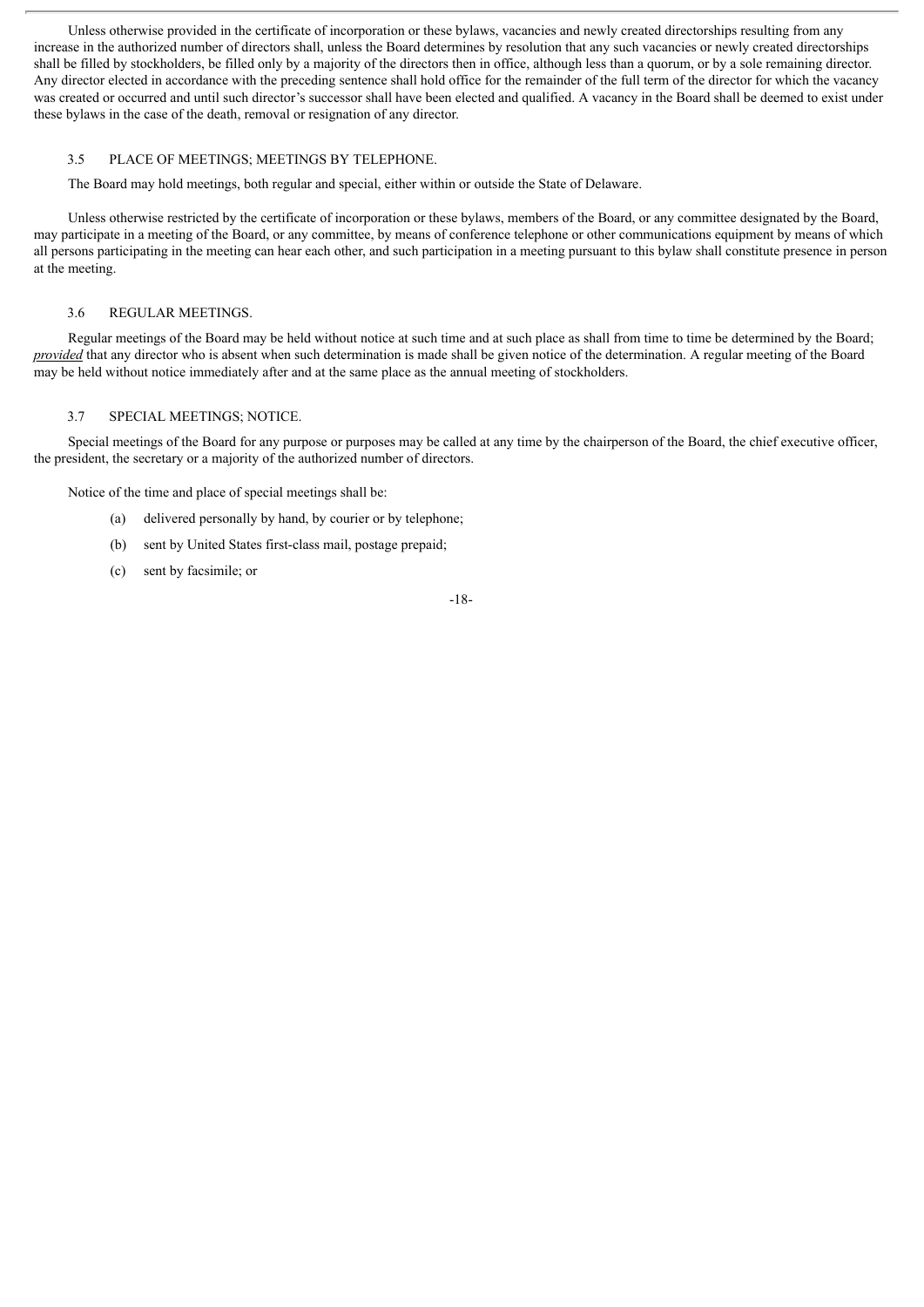Unless otherwise provided in the certificate of incorporation or these bylaws, vacancies and newly created directorships resulting from any increase in the authorized number of directors shall, unless the Board determines by resolution that any such vacancies or newly created directorships shall be filled by stockholders, be filled only by a majority of the directors then in office, although less than a quorum, or by a sole remaining director. Any director elected in accordance with the preceding sentence shall hold office for the remainder of the full term of the director for which the vacancy was created or occurred and until such director's successor shall have been elected and qualified. A vacancy in the Board shall be deemed to exist under these bylaws in the case of the death, removal or resignation of any director.

## 3.5 PLACE OF MEETINGS; MEETINGS BY TELEPHONE.

The Board may hold meetings, both regular and special, either within or outside the State of Delaware.

Unless otherwise restricted by the certificate of incorporation or these bylaws, members of the Board, or any committee designated by the Board, may participate in a meeting of the Board, or any committee, by means of conference telephone or other communications equipment by means of which all persons participating in the meeting can hear each other, and such participation in a meeting pursuant to this bylaw shall constitute presence in person at the meeting.

## 3.6 REGULAR MEETINGS.

Regular meetings of the Board may be held without notice at such time and at such place as shall from time to time be determined by the Board; *provided* that any director who is absent when such determination is made shall be given notice of the determination. A regular meeting of the Board may be held without notice immediately after and at the same place as the annual meeting of stockholders.

## 3.7 SPECIAL MEETINGS; NOTICE.

Special meetings of the Board for any purpose or purposes may be called at any time by the chairperson of the Board, the chief executive officer, the president, the secretary or a majority of the authorized number of directors.

Notice of the time and place of special meetings shall be:

(a) delivered personally by hand, by courier or by telephone;

(b) sent by United States first-class mail, postage prepaid;

(c) sent by facsimile; or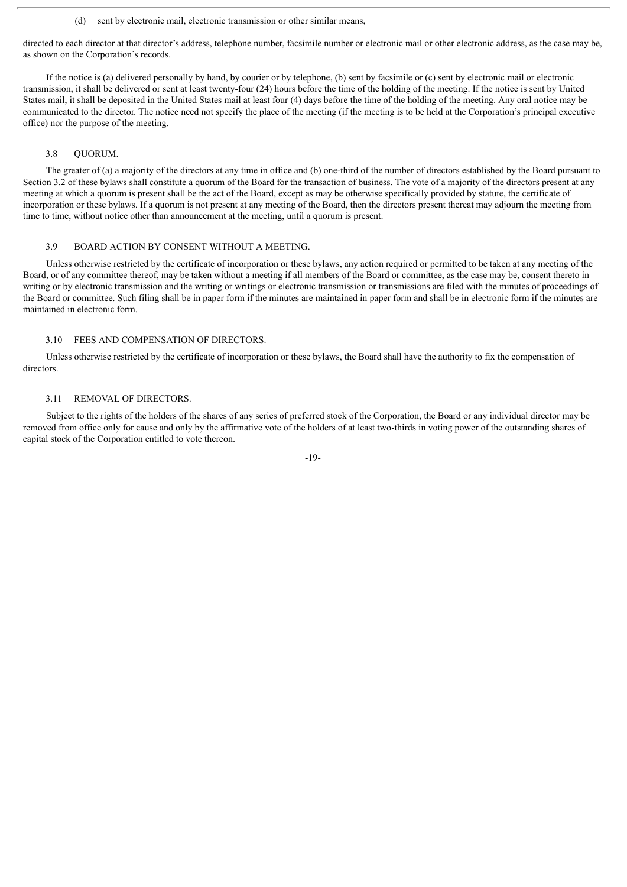(d) sent by electronic mail, electronic transmission or other similar means,

directed to each director at that director's address, telephone number, facsimile number or electronic mail or other electronic address, as the case may be, as shown on the Corporation's records.

If the notice is (a) delivered personally by hand, by courier or by telephone, (b) sent by facsimile or (c) sent by electronic mail or electronic transmission, it shall be delivered or sent at least twenty-four (24) hours before the time of the holding of the meeting. If the notice is sent by United States mail, it shall be deposited in the United States mail at least four (4) days before the time of the holding of the meeting. Any oral notice may be communicated to the director. The notice need not specify the place of the meeting (if the meeting is to be held at the Corporation's principal executive office) nor the purpose of the meeting.

### 3.8 QUORUM.

The greater of (a) a majority of the directors at any time in office and (b) one-third of the number of directors established by the Board pursuant to Section 3.2 of these bylaws shall constitute a quorum of the Board for the transaction of business. The vote of a majority of the directors present at any meeting at which a quorum is present shall be the act of the Board, except as may be otherwise specifically provided by statute, the certificate of incorporation or these bylaws. If a quorum is not present at any meeting of the Board, then the directors present thereat may adjourn the meeting from time to time, without notice other than announcement at the meeting, until a quorum is present.

### 3.9 BOARD ACTION BY CONSENT WITHOUT A MEETING.

Unless otherwise restricted by the certificate of incorporation or these bylaws, any action required or permitted to be taken at any meeting of the Board, or of any committee thereof, may be taken without a meeting if all members of the Board or committee, as the case may be, consent thereto in writing or by electronic transmission and the writing or writings or electronic transmission or transmissions are filed with the minutes of proceedings of the Board or committee. Such filing shall be in paper form if the minutes are maintained in paper form and shall be in electronic form if the minutes are maintained in electronic form.

### 3.10 FEES AND COMPENSATION OF DIRECTORS.

Unless otherwise restricted by the certificate of incorporation or these bylaws, the Board shall have the authority to fix the compensation of directors.

### 3.11 REMOVAL OF DIRECTORS.

Subject to the rights of the holders of the shares of any series of preferred stock of the Corporation, the Board or any individual director may be removed from office only for cause and only by the affirmative vote of the holders of at least two-thirds in voting power of the outstanding shares of capital stock of the Corporation entitled to vote thereon.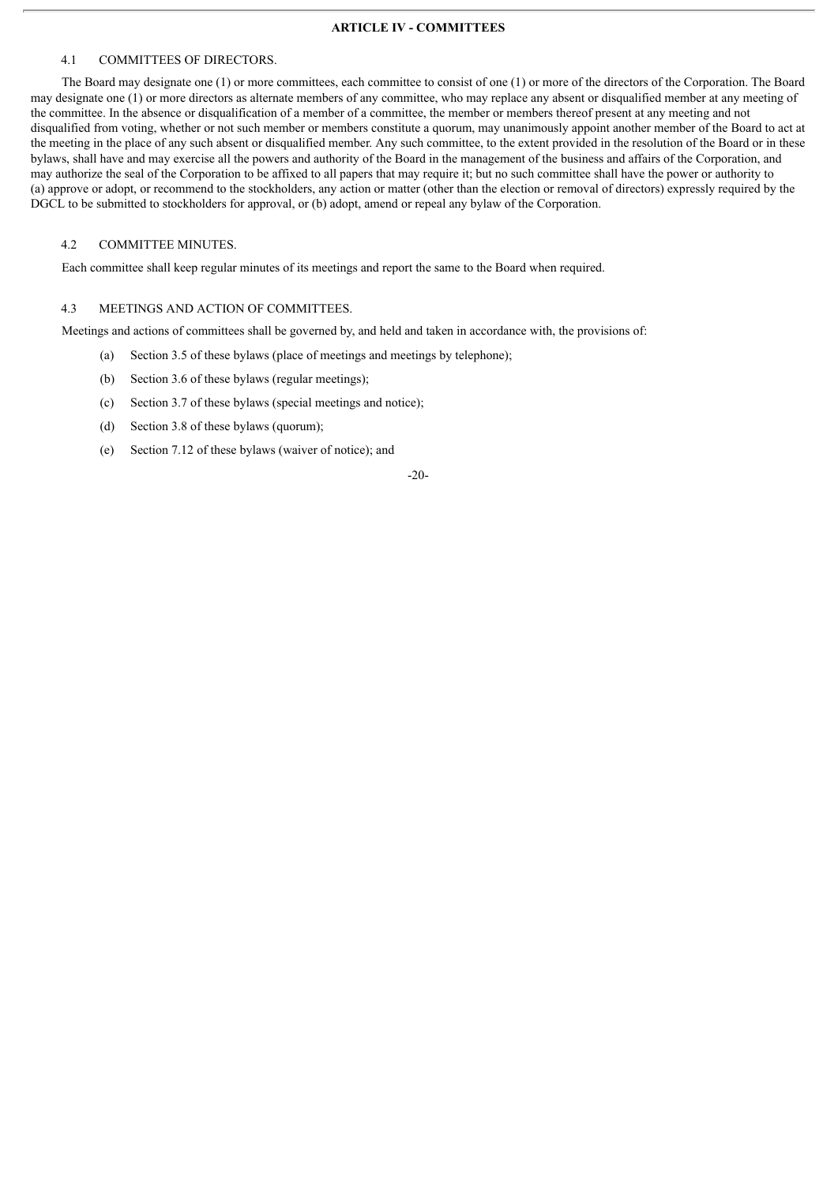## ARTICLE IV - COMMITTEES

### 4.1 COMMITTEES OF DIRECTORS.

The Board may designate one (1) or more committees, each committee to consist of one (1) or more of the directors of the Corporation. The Board may designate one (1) or more directors as alternate members of any committee, who may replace any absent or disqualified member at any meeting of the committee. In the absence or disqualification of a member of a committee, the member or members thereof present at any meeting and not disqualified from voting, whether or not such member or members constitute a quorum, may unanimously appoint another member of the Board to act at the meeting in the place of any such absent or disqualified member. Any such committee, to the extent provided in the resolution of the Board or in these bylaws, shall have and may exercise all the powers and authority of the Board in the management of the business and affairs of the Corporation, and may authorize the seal of the Corporation to be affixed to all papers that may require it; but no such committee shall have the power or authority to (a) approve or adopt, or recommend to the stockholders, any action or matter (other than the election or removal of directors) expressly required by the DGCL to be submitted to stockholders for approval, or (b) adopt, amend or repeal any bylaw of the Corporation.

### 4.2 COMMITTEE MINUTES.

Each committee shall keep regular minutes of its meetings and report the same to the Board when required.

### 4.3 MEETINGS AND ACTION OF COMMITTEES.

Meetings and actions of committees shall be governed by, and held and taken in accordance with, the provisions of:

(a) Section 3.5 of these bylaws (place of meetings and meetings by telephone);

(b) Section 3.6 of these bylaws (regular meetings);

(c) Section 3.7 of these bylaws (special meetings and notice);

(d) Section 3.8 of these bylaws (quorum);

(e) Section 7.12 of these bylaws (waiver of notice); and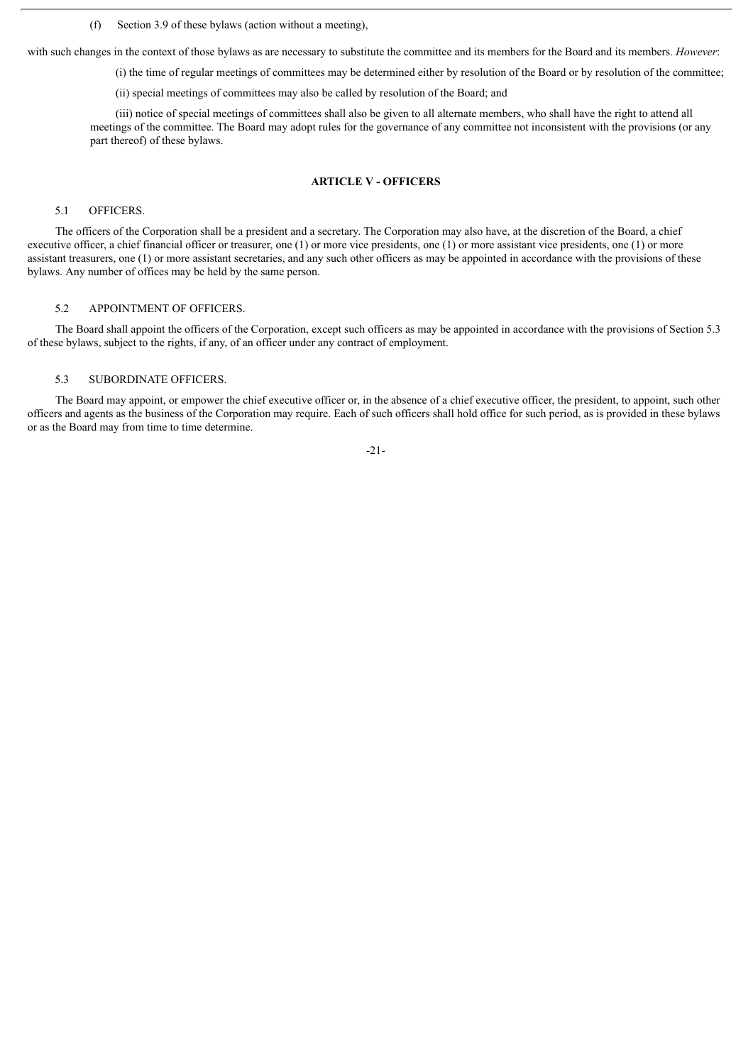(f) Section 3.9 of these bylaws (action without a meeting),

with such changes in the context of those bylaws as are necessary to substitute the committee and its members for the Board and its members. *However*:

(i) the time of regular meetings of committees may be determined either by resolution of the Board or by resolution of the committee;

(ii) special meetings of committees may also be called by resolution of the Board; and

(iii) notice of special meetings of committees shall also be given to all alternate members, who shall have the right to attend all meetings of the committee. The Board may adopt rules for the governance of any committee not inconsistent with the provisions (or any part thereof) of these bylaws.

## ARTICLE V - OFFICERS

### 5.1 OFFICERS.

The officers of the Corporation shall be a president and a secretary. The Corporation may also have, at the discretion of the Board, a chief executive officer, a chief financial officer or treasurer, one (1) or more vice presidents, one (1) or more assistant vice presidents, one (1) or more assistant treasurers, one (1) or more assistant secretaries, and any such other officers as may be appointed in accordance with the provisions of these bylaws. Any number of offices may be held by the same person.

### 5.2 APPOINTMENT OF OFFICERS.

The Board shall appoint the officers of the Corporation, except such officers as may be appointed in accordance with the provisions of Section 5.3 of these bylaws, subject to the rights, if any, of an officer under any contract of employment.

### 5.3 SUBORDINATE OFFICERS.

The Board may appoint, or empower the chief executive officer or, in the absence of a chief executive officer, the president, to appoint, such other officers and agents as the business of the Corporation may require. Each of such officers shall hold office for such period, as is provided in these bylaws or as the Board may from time to time determine.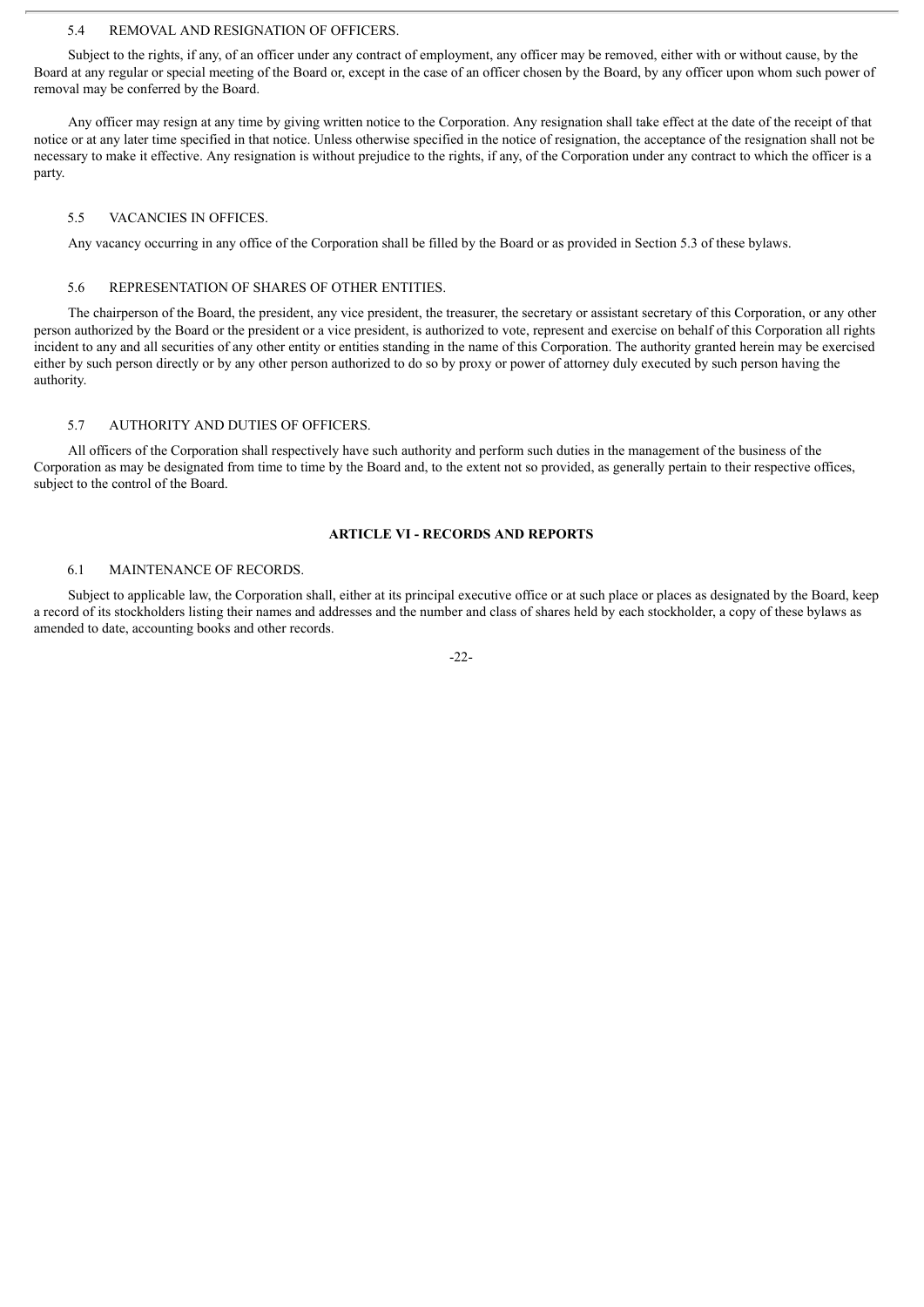### 5.4 REMOVAL AND RESIGNATION OF OFFICERS.

Subject to the rights, if any, of an officer under any contract of employment, any officer may be removed, either with or without cause, by the Board at any regular or special meeting of the Board or, except in the case of an officer chosen by the Board, by any officer upon whom such power of removal may be conferred by the Board.

Any officer may resign at any time by giving written notice to the Corporation. Any resignation shall take effect at the date of the receipt of that notice or at any later time specified in that notice. Unless otherwise specified in the notice of resignation, the acceptance of the resignation shall not be necessary to make it effective. Any resignation is without prejudice to the rights, if any, of the Corporation under any contract to which the officer is a party.

### 5.5 VACANCIES IN OFFICES.

Any vacancy occurring in any office of the Corporation shall be filled by the Board or as provided in Section 5.3 of these bylaws.

### 5.6 REPRESENTATION OF SHARES OF OTHER ENTITIES.

The chairperson of the Board, the president, any vice president, the treasurer, the secretary or assistant secretary of this Corporation, or any other person authorized by the Board or the president or a vice president, is authorized to vote, represent and exercise on behalf of this Corporation all rights incident to any and all securities of any other entity or entities standing in the name of this Corporation. The authority granted herein may be exercised either by such person directly or by any other person authorized to do so by proxy or power of attorney duly executed by such person having the authority.

### 5.7 AUTHORITY AND DUTIES OF OFFICERS.

All officers of the Corporation shall respectively have such authority and perform such duties in the management of the business of the Corporation as may be designated from time to time by the Board and, to the extent not so provided, as generally pertain to their respective offices, subject to the control of the Board.

## ARTICLE VI - RECORDS AND REPORTS

### 6.1 MAINTENANCE OF RECORDS.

Subject to applicable law, the Corporation shall, either at its principal executive office or at such place or places as designated by the Board, keep a record of its stockholders listing their names and addresses and the number and class of shares held by each stockholder, a copy of these bylaws as amended to date, accounting books and other records.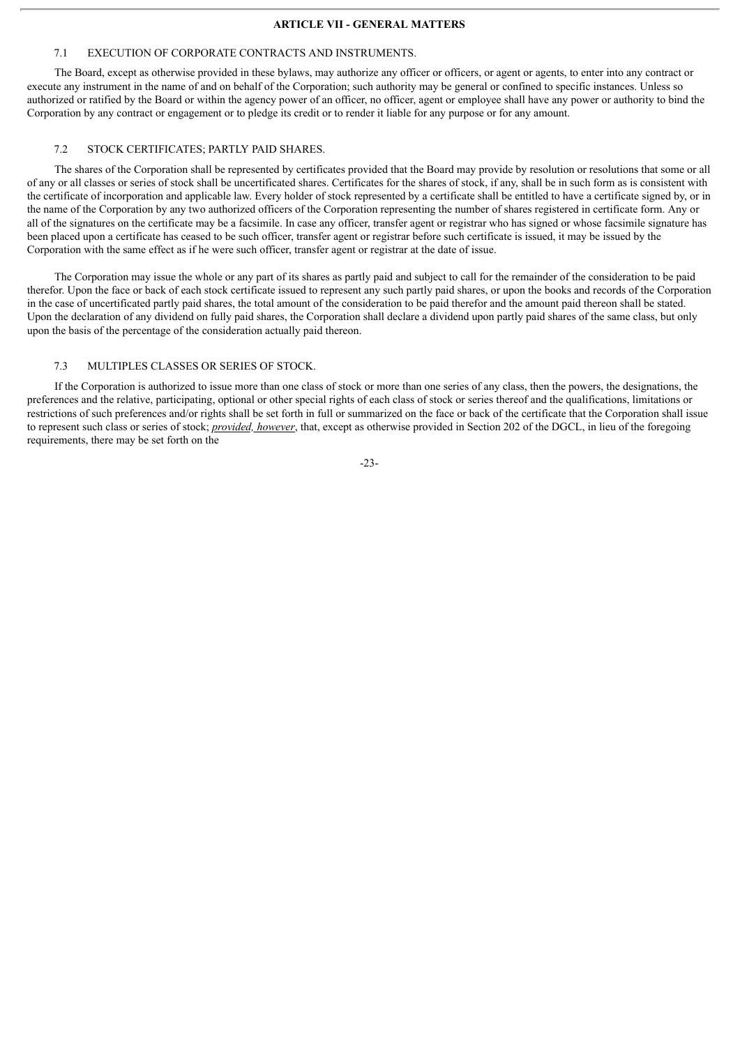## ARTICLE VII - GENERAL MATTERS

### 7.1 EXECUTION OF CORPORATE CONTRACTS AND INSTRUMENTS.

The Board, except as otherwise provided in these bylaws, may authorize any officer or officers, or agent or agents, to enter into any contract or execute any instrument in the name of and on behalf of the Corporation; such authority may be general or confined to specific instances. Unless so authorized or ratified by the Board or within the agency power of an officer, no officer, agent or employee shall have any power or authority to bind the Corporation by any contract or engagement or to pledge its credit or to render it liable for any purpose or for any amount.

### 7.2 STOCK CERTIFICATES; PARTLY PAID SHARES.

The shares of the Corporation shall be represented by certificates provided that the Board may provide by resolution or resolutions that some or all of any or all classes or series of stock shall be uncertificated shares. Certificates for the shares of stock, if any, shall be in such form as is consistent with the certificate of incorporation and applicable law. Every holder of stock represented by a certificate shall be entitled to have a certificate signed by, or in the name of the Corporation by any two authorized officers of the Corporation representing the number of shares registered in certificate form. Any or all of the signatures on the certificate may be a facsimile. In case any officer, transfer agent or registrar who has signed or whose facsimile signature has been placed upon a certificate has ceased to be such officer, transfer agent or registrar before such certificate is issued, it may be issued by the Corporation with the same effect as if he were such officer, transfer agent or registrar at the date of issue.

The Corporation may issue the whole or any part of its shares as partly paid and subject to call for the remainder of the consideration to be paid therefor. Upon the face or back of each stock certificate issued to represent any such partly paid shares, or upon the books and records of the Corporation in the case of uncertificated partly paid shares, the total amount of the consideration to be paid therefor and the amount paid thereon shall be stated. Upon the declaration of any dividend on fully paid shares, the Corporation shall declare a dividend upon partly paid shares of the same class, but only upon the basis of the percentage of the consideration actually paid thereon.

### 7.3 MULTIPLES CLASSES OR SERIES OF STOCK.

If the Corporation is authorized to issue more than one class of stock or more than one series of any class, then the powers, the designations, the preferences and the relative, participating, optional or other special rights of each class of stock or series thereof and the qualifications, limitations or restrictions of such preferences and/or rights shall be set forth in full or summarized on the face or back of the certificate that the Corporation shall issue to represent such class or series of stock; *provided, however*, that, except as otherwise provided in Section 202 of the DGCL, in lieu of the foregoing requirements, there may be set forth on the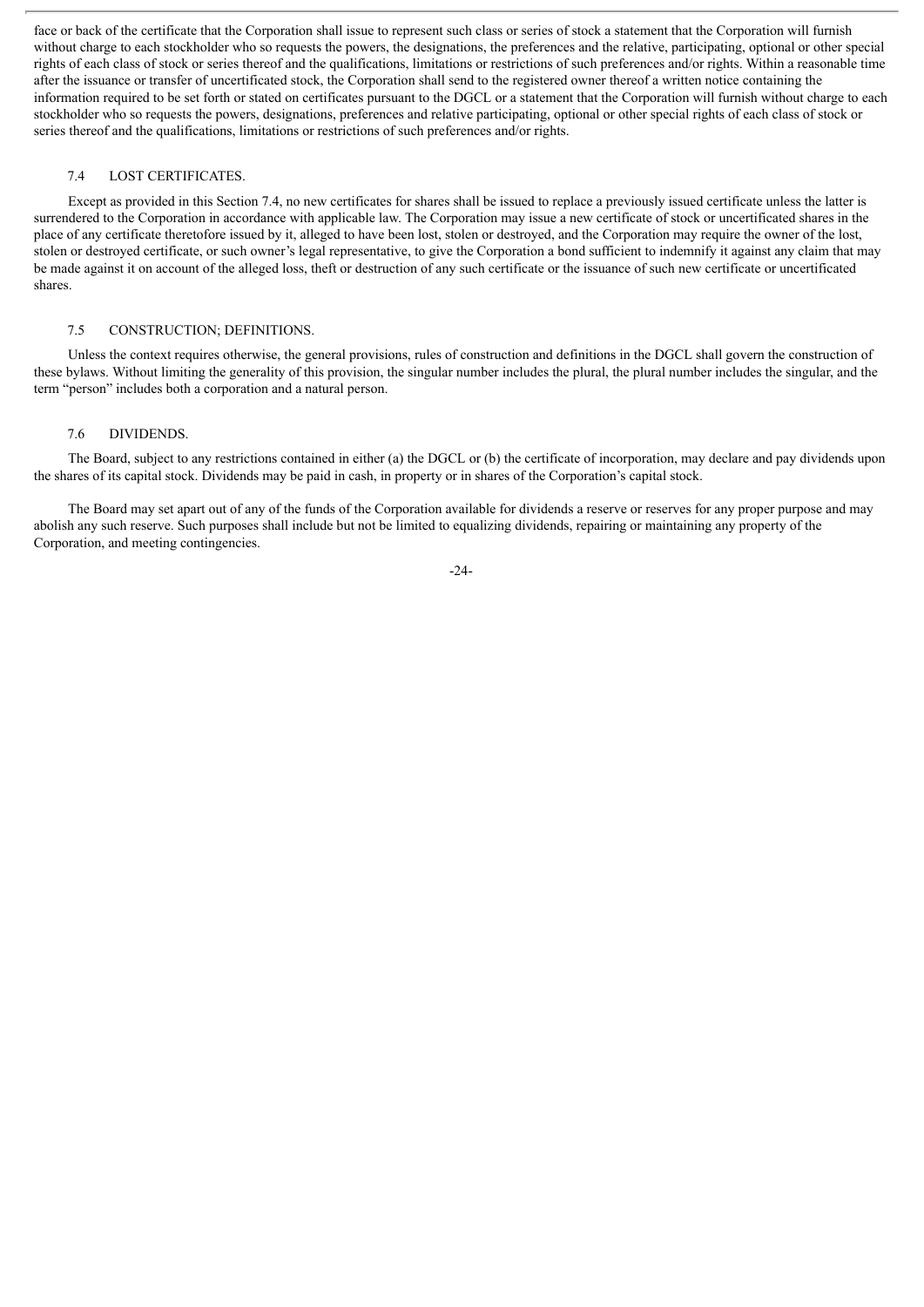face or back of the certificate that the Corporation shall issue to represent such class or series of stock a statement that the Corporation will furnish without charge to each stockholder who so requests the powers, the designations, the preferences and the relative, participating, optional or other special rights of each class of stock or series thereof and the qualifications, limitations or restrictions of such preferences and/or rights. Within a reasonable time after the issuance or transfer of uncertificated stock, the Corporation shall send to the registered owner thereof a written notice containing the information required to be set forth or stated on certificates pursuant to the DGCL or a statement that the Corporation will furnish without charge to each stockholder who so requests the powers, designations, preferences and relative participating, optional or other special rights of each class of stock or series thereof and the qualifications, limitations or restrictions of such preferences and/or rights.

### 7.4 LOST CERTIFICATES.

Except as provided in this Section 7.4, no new certificates for shares shall be issued to replace a previously issued certificate unless the latter is surrendered to the Corporation in accordance with applicable law. The Corporation may issue a new certificate of stock or uncertificated shares in the place of any certificate theretofore issued by it, alleged to have been lost, stolen or destroyed, and the Corporation may require the owner of the lost, stolen or destroyed certificate, or such owner's legal representative, to give the Corporation a bond sufficient to indemnify it against any claim that may be made against it on account of the alleged loss, theft or destruction of any such certificate or the issuance of such new certificate or uncertificated shares.

### 7.5 CONSTRUCTION; DEFINITIONS.

Unless the context requires otherwise, the general provisions, rules of construction and definitions in the DGCL shall govern the construction of these bylaws. Without limiting the generality of this provision, the singular number includes the plural, the plural number includes the singular, and the term "person" includes both a corporation and a natural person.

### 7.6 DIVIDENDS.

The Board, subject to any restrictions contained in either (a) the DGCL or (b) the certificate of incorporation, may declare and pay dividends upon the shares of its capital stock. Dividends may be paid in cash, in property or in shares of the Corporation's capital stock.

The Board may set apart out of any of the funds of the Corporation available for dividends a reserve or reserves for any proper purpose and may abolish any such reserve. Such purposes shall include but not be limited to equalizing dividends, repairing or maintaining any property of the Corporation, and meeting contingencies.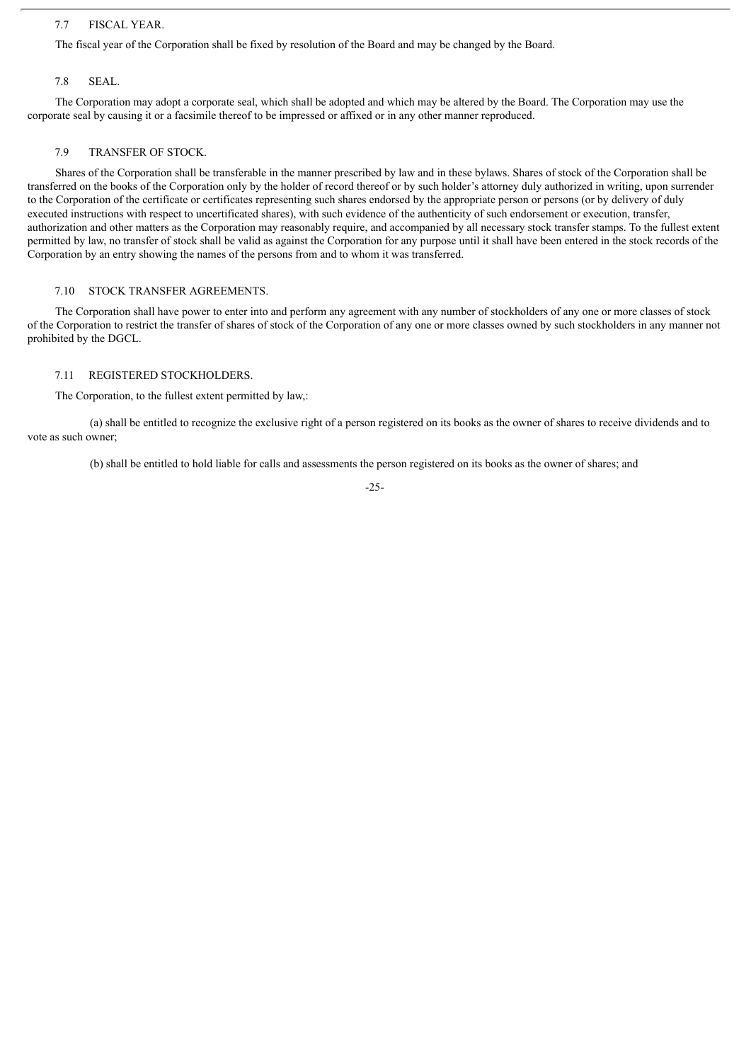### 7.7 FISCAL YEAR.

The fiscal year of the Corporation shall be fixed by resolution of the Board and may be changed by the Board.

### 7.8 SEAL.

The Corporation may adopt a corporate seal, which shall be adopted and which may be altered by the Board. The Corporation may use the corporate seal by causing it or a facsimile thereof to be impressed or affixed or in any other manner reproduced.

### 7.9 TRANSFER OF STOCK.

Shares of the Corporation shall be transferable in the manner prescribed by law and in these bylaws. Shares of stock of the Corporation shall be transferred on the books of the Corporation only by the holder of record thereof or by such holder's attorney duly authorized in writing, upon surrender to the Corporation of the certificate or certificates representing such shares endorsed by the appropriate person or persons (or by delivery of duly executed instructions with respect to uncertificated shares), with such evidence of the authenticity of such endorsement or execution, transfer, authorization and other matters as the Corporation may reasonably require, and accompanied by all necessary stock transfer stamps. To the fullest extent permitted by law, no transfer of stock shall be valid as against the Corporation for any purpose until it shall have been entered in the stock records of the Corporation by an entry showing the names of the persons from and to whom it was transferred.

### 7.10 STOCK TRANSFER AGREEMENTS.

The Corporation shall have power to enter into and perform any agreement with any number of stockholders of any one or more classes of stock of the Corporation to restrict the transfer of shares of stock of the Corporation of any one or more classes owned by such stockholders in any manner not prohibited by the DGCL.

### 7.11 REGISTERED STOCKHOLDERS.

The Corporation, to the fullest extent permitted by law,:

(a) shall be entitled to recognize the exclusive right of a person registered on its books as the owner of shares to receive dividends and to vote as such owner;

(b) shall be entitled to hold liable for calls and assessments the person registered on its books as the owner of shares; and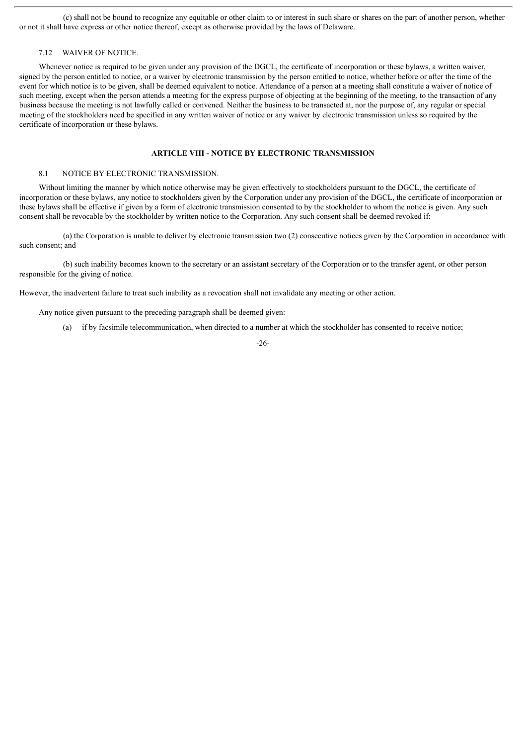(c) shall not be bound to recognize any equitable or other claim to or interest in such share or shares on the part of another person, whether or not it shall have express or other notice thereof, except as otherwise provided by the laws of Delaware.

7.12 WAIVER OF NOTICE.

Whenever notice is required to be given under any provision of the DGCL, the certificate of incorporation or these bylaws, a written waiver, signed by the person entitled to notice, or a waiver by electronic transmission by the person entitled to notice, whether before or after the time of the event for which notice is to be given, shall be deemed equivalent to notice. Attendance of a person at a meeting shall constitute a waiver of notice of such meeting, except when the person attends a meeting for the express purpose of objecting at the beginning of the meeting, to the transaction of any business because the meeting is not lawfully called or convened. Neither the business to be transacted at, nor the purpose of, any regular or special meeting of the stockholders need be specified in any written waiver of notice or any waiver by electronic transmission unless so required by the certificate of incorporation or these bylaws.

## ARTICLE VIII - NOTICE BY ELECTRONIC TRANSMISSION

8.1 NOTICE BY ELECTRONIC TRANSMISSION.

Without limiting the manner by which notice otherwise may be given effectively to stockholders pursuant to the DGCL, the certificate of incorporation or these bylaws, any notice to stockholders given by the Corporation under any provision of the DGCL, the certificate of incorporation or these bylaws shall be effective if given by a form of electronic transmission consented to by the stockholder to whom the notice is given. Any such consent shall be revocable by the stockholder by written notice to the Corporation. Any such consent shall be deemed revoked if:

(a) the Corporation is unable to deliver by electronic transmission two (2) consecutive notices given by the Corporation in accordance with such consent; and

(b) such inability becomes known to the secretary or an assistant secretary of the Corporation or to the transfer agent, or other person responsible for the giving of notice.

However, the inadvertent failure to treat such inability as a revocation shall not invalidate any meeting or other action.

Any notice given pursuant to the preceding paragraph shall be deemed given:

(a) if by facsimile telecommunication, when directed to a number at which the stockholder has consented to receive notice;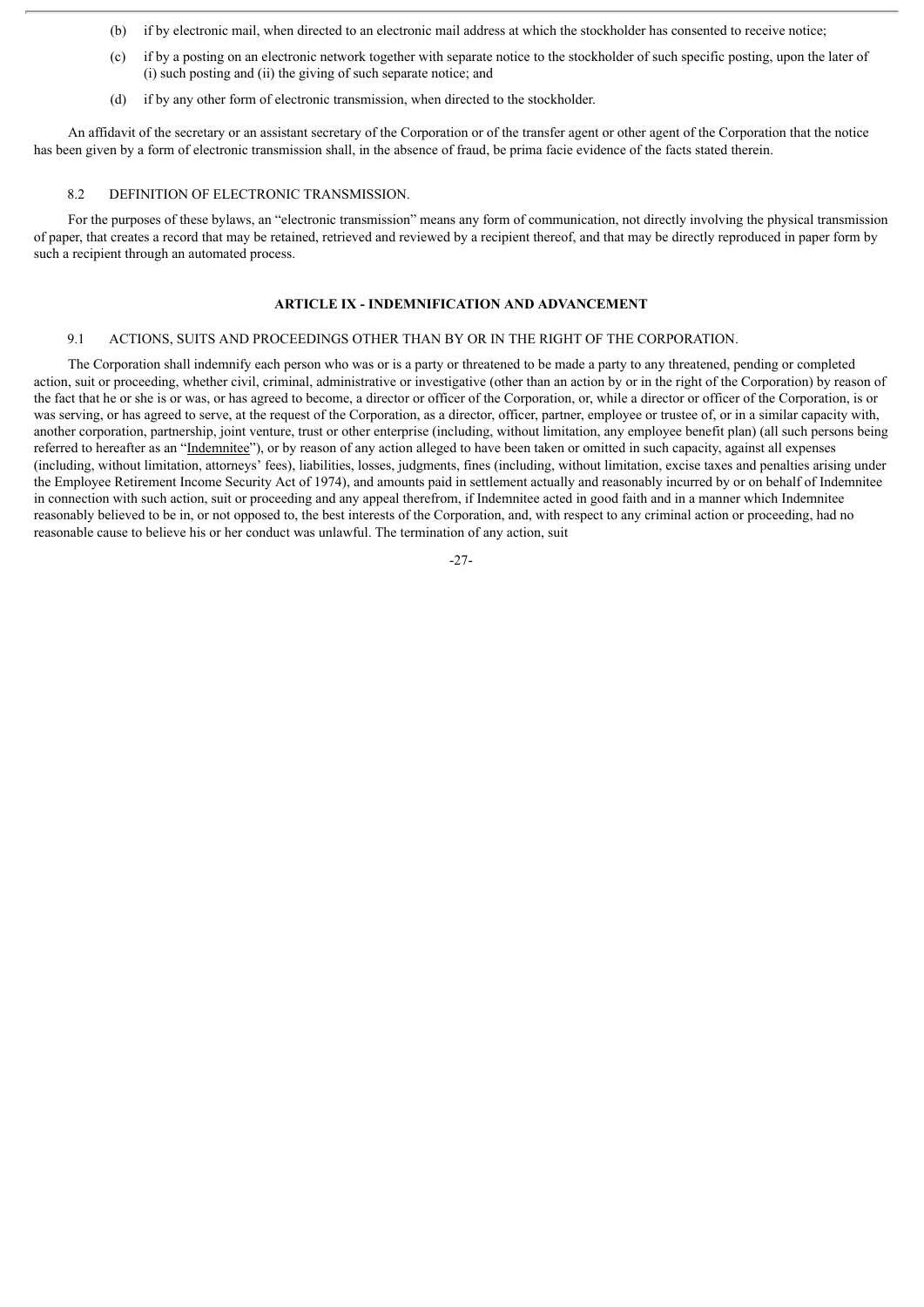(b) if by electronic mail, when directed to an electronic mail address at which the stockholder has consented to receive notice;

(c) if by a posting on an electronic network together with separate notice to the stockholder of such specific posting, upon the later of (i) such posting and (ii) the giving of such separate notice; and

(d) if by any other form of electronic transmission, when directed to the stockholder.

An affidavit of the secretary or an assistant secretary of the Corporation or of the transfer agent or other agent of the Corporation that the notice has been given by a form of electronic transmission shall, in the absence of fraud, be prima facie evidence of the facts stated therein.

8.2 DEFINITION OF ELECTRONIC TRANSMISSION.

For the purposes of these bylaws, an "electronic transmission" means any form of communication, not directly involving the physical transmission of paper, that creates a record that may be retained, retrieved and reviewed by a recipient thereof, and that may be directly reproduced in paper form by such a recipient through an automated process.

## ARTICLE IX - INDEMNIFICATION AND ADVANCEMENT

9.1 ACTIONS, SUITS AND PROCEEDINGS OTHER THAN BY OR IN THE RIGHT OF THE CORPORATION.

The Corporation shall indemnify each person who was or is a party or threatened to be made a party to any threatened, pending or completed action, suit or proceeding, whether civil, criminal, administrative or investigative (other than an action by or in the right of the Corporation) by reason of the fact that he or she is or was, or has agreed to become, a director or officer of the Corporation, or, while a director or officer of the Corporation, is or was serving, or has agreed to serve, at the request of the Corporation, as a director, officer, partner, employee or trustee of, or in a similar capacity with, another corporation, partnership, joint venture, trust or other enterprise (including, without limitation, any employee benefit plan) (all such persons being referred to hereafter as an "Indemnitee"), or by reason of any action alleged to have been taken or omitted in such capacity, against all expenses (including, without limitation, attorneys' fees), liabilities, losses, judgments, fines (including, without limitation, excise taxes and penalties arising under the Employee Retirement Income Security Act of 1974), and amounts paid in settlement actually and reasonably incurred by or on behalf of Indemnitee in connection with such action, suit or proceeding and any appeal therefrom, if Indemnitee acted in good faith and in a manner which Indemnitee reasonably believed to be in, or not opposed to, the best interests of the Corporation, and, with respect to any criminal action or proceeding, had no reasonable cause to believe his or her conduct was unlawful. The termination of any action, suit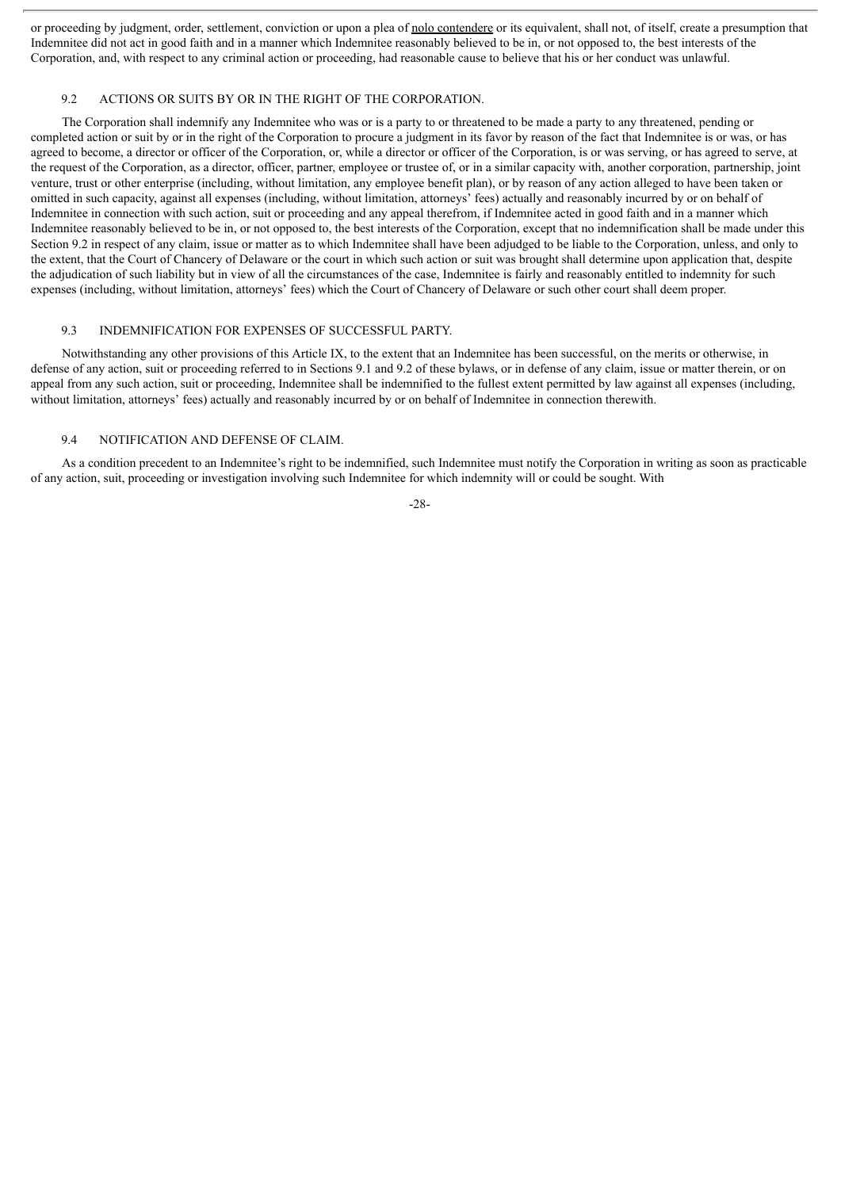or proceeding by judgment, order, settlement, conviction or upon a plea of nolo contendere or its equivalent, shall not, of itself, create a presumption that Indemnitee did not act in good faith and in a manner which Indemnitee reasonably believed to be in, or not opposed to, the best interests of the Corporation, and, with respect to any criminal action or proceeding, had reasonable cause to believe that his or her conduct was unlawful.

### 9.2 ACTIONS OR SUITS BY OR IN THE RIGHT OF THE CORPORATION.

The Corporation shall indemnify any Indemnitee who was or is a party to or threatened to be made a party to any threatened, pending or completed action or suit by or in the right of the Corporation to procure a judgment in its favor by reason of the fact that Indemnitee is or was, or has agreed to become, a director or officer of the Corporation, or, while a director or officer of the Corporation, is or was serving, or has agreed to serve, at the request of the Corporation, as a director, officer, partner, employee or trustee of, or in a similar capacity with, another corporation, partnership, joint venture, trust or other enterprise (including, without limitation, any employee benefit plan), or by reason of any action alleged to have been taken or omitted in such capacity, against all expenses (including, without limitation, attorneys' fees) actually and reasonably incurred by or on behalf of Indemnitee in connection with such action, suit or proceeding and any appeal therefrom, if Indemnitee acted in good faith and in a manner which Indemnitee reasonably believed to be in, or not opposed to, the best interests of the Corporation, except that no indemnification shall be made under this Section 9.2 in respect of any claim, issue or matter as to which Indemnitee shall have been adjudged to be liable to the Corporation, unless, and only to the extent, that the Court of Chancery of Delaware or the court in which such action or suit was brought shall determine upon application that, despite the adjudication of such liability but in view of all the circumstances of the case, Indemnitee is fairly and reasonably entitled to indemnity for such expenses (including, without limitation, attorneys' fees) which the Court of Chancery of Delaware or such other court shall deem proper.

### 9.3 INDEMNIFICATION FOR EXPENSES OF SUCCESSFUL PARTY.

Notwithstanding any other provisions of this Article IX, to the extent that an Indemnitee has been successful, on the merits or otherwise, in defense of any action, suit or proceeding referred to in Sections 9.1 and 9.2 of these bylaws, or in defense of any claim, issue or matter therein, or on appeal from any such action, suit or proceeding, Indemnitee shall be indemnified to the fullest extent permitted by law against all expenses (including, without limitation, attorneys' fees) actually and reasonably incurred by or on behalf of Indemnitee in connection therewith.

### 9.4 NOTIFICATION AND DEFENSE OF CLAIM.

As a condition precedent to an Indemnitee's right to be indemnified, such Indemnitee must notify the Corporation in writing as soon as practicable of any action, suit, proceeding or investigation involving such Indemnitee for which indemnity will or could be sought. With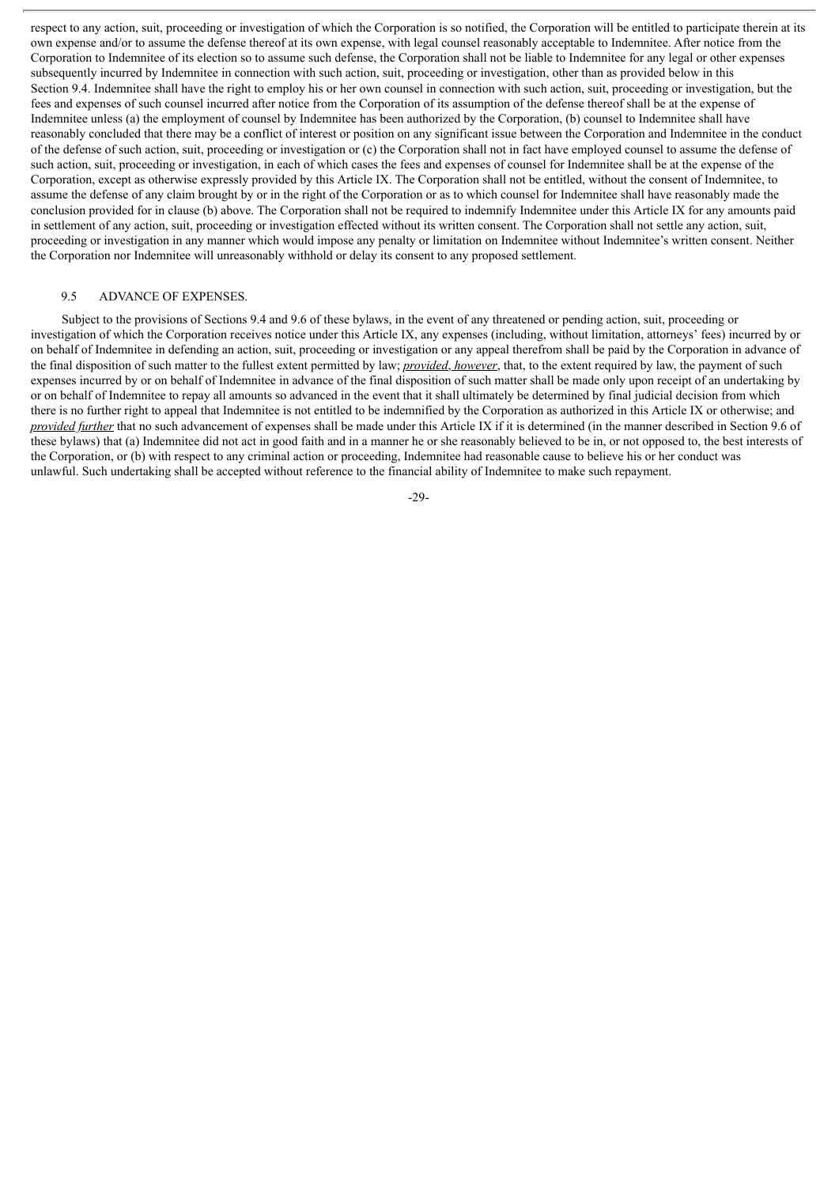respect to any action, suit, proceeding or investigation of which the Corporation is so notified, the Corporation will be entitled to participate therein at its own expense and/or to assume the defense thereof at its own expense, with legal counsel reasonably acceptable to Indemnitee. After notice from the Corporation to Indemnitee of its election so to assume such defense, the Corporation shall not be liable to Indemnitee for any legal or other expenses subsequently incurred by Indemnitee in connection with such action, suit, proceeding or investigation, other than as provided below in this Section 9.4. Indemnitee shall have the right to employ his or her own counsel in connection with such action, suit, proceeding or investigation, but the fees and expenses of such counsel incurred after notice from the Corporation of its assumption of the defense thereof shall be at the expense of Indemnitee unless (a) the employment of counsel by Indemnitee has been authorized by the Corporation, (b) counsel to Indemnitee shall have reasonably concluded that there may be a conflict of interest or position on any significant issue between the Corporation and Indemnitee in the conduct of the defense of such action, suit, proceeding or investigation or (c) the Corporation shall not in fact have employed counsel to assume the defense of such action, suit, proceeding or investigation, in each of which cases the fees and expenses of counsel for Indemnitee shall be at the expense of the Corporation, except as otherwise expressly provided by this Article IX. The Corporation shall not be entitled, without the consent of Indemnitee, to assume the defense of any claim brought by or in the right of the Corporation or as to which counsel for Indemnitee shall have reasonably made the conclusion provided for in clause (b) above. The Corporation shall not be required to indemnify Indemnitee under this Article IX for any amounts paid in settlement of any action, suit, proceeding or investigation effected without its written consent. The Corporation shall not settle any action, suit, proceeding or investigation in any manner which would impose any penalty or limitation on Indemnitee without Indemnitee's written consent. Neither the Corporation nor Indemnitee will unreasonably withhold or delay its consent to any proposed settlement.

9.5 ADVANCE OF EXPENSES.

Subject to the provisions of Sections 9.4 and 9.6 of these bylaws, in the event of any threatened or pending action, suit, proceeding or investigation of which the Corporation receives notice under this Article IX, any expenses (including, without limitation, attorneys' fees) incurred by or on behalf of Indemnitee in defending an action, suit, proceeding or investigation or any appeal therefrom shall be paid by the Corporation in advance of the final disposition of such matter to the fullest extent permitted by law; *provided, however*, that, to the extent required by law, the payment of such expenses incurred by or on behalf of Indemnitee in advance of the final disposition of such matter shall be made only upon receipt of an undertaking by or on behalf of Indemnitee to repay all amounts so advanced in the event that it shall ultimately be determined by final judicial decision from which there is no further right to appeal that Indemnitee is not entitled to be indemnified by the Corporation as authorized in this Article IX or otherwise; and *provided further* that no such advancement of expenses shall be made under this Article IX if it is determined (in the manner described in Section 9.6 of these bylaws) that (a) Indemnitee did not act in good faith and in a manner he or she reasonably believed to be in, or not opposed to, the best interests of the Corporation, or (b) with respect to any criminal action or proceeding, Indemnitee had reasonable cause to believe his or her conduct was unlawful. Such undertaking shall be accepted without reference to the financial ability of Indemnitee to make such repayment.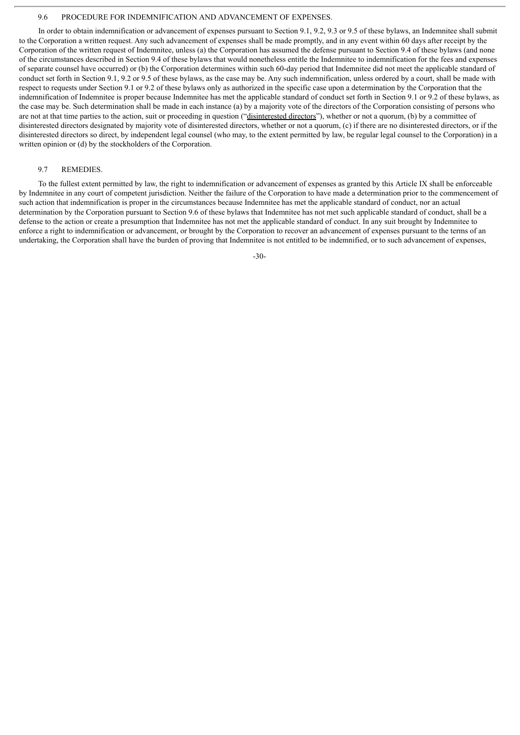### 9.6 PROCEDURE FOR INDEMNIFICATION AND ADVANCEMENT OF EXPENSES.

In order to obtain indemnification or advancement of expenses pursuant to Section 9.1, 9.2, 9.3 or 9.5 of these bylaws, an Indemnitee shall submit to the Corporation a written request. Any such advancement of expenses shall be made promptly, and in any event within 60 days after receipt by the Corporation of the written request of Indemnitee, unless (a) the Corporation has assumed the defense pursuant to Section 9.4 of these bylaws (and none of the circumstances described in Section 9.4 of these bylaws that would nonetheless entitle the Indemnitee to indemnification for the fees and expenses of separate counsel have occurred) or (b) the Corporation determines within such 60-day period that Indemnitee did not meet the applicable standard of conduct set forth in Section 9.1, 9.2 or 9.5 of these bylaws, as the case may be. Any such indemnification, unless ordered by a court, shall be made with respect to requests under Section 9.1 or 9.2 of these bylaws only as authorized in the specific case upon a determination by the Corporation that the indemnification of Indemnitee is proper because Indemnitee has met the applicable standard of conduct set forth in Section 9.1 or 9.2 of these bylaws, as the case may be. Such determination shall be made in each instance (a) by a majority vote of the directors of the Corporation consisting of persons who are not at that time parties to the action, suit or proceeding in question ("disinterested directors"), whether or not a quorum, (b) by a committee of disinterested directors designated by majority vote of disinterested directors, whether or not a quorum, (c) if there are no disinterested directors, or if the disinterested directors so direct, by independent legal counsel (who may, to the extent permitted by law, be regular legal counsel to the Corporation) in a written opinion or (d) by the stockholders of the Corporation.

### 9.7 REMEDIES.

To the fullest extent permitted by law, the right to indemnification or advancement of expenses as granted by this Article IX shall be enforceable by Indemnitee in any court of competent jurisdiction. Neither the failure of the Corporation to have made a determination prior to the commencement of such action that indemnification is proper in the circumstances because Indemnitee has met the applicable standard of conduct, nor an actual determination by the Corporation pursuant to Section 9.6 of these bylaws that Indemnitee has not met such applicable standard of conduct, shall be a defense to the action or create a presumption that Indemnitee has not met the applicable standard of conduct. In any suit brought by Indemnitee to enforce a right to indemnification or advancement, or brought by the Corporation to recover an advancement of expenses pursuant to the terms of an undertaking, the Corporation shall have the burden of proving that Indemnitee is not entitled to be indemnified, or to such advancement of expenses,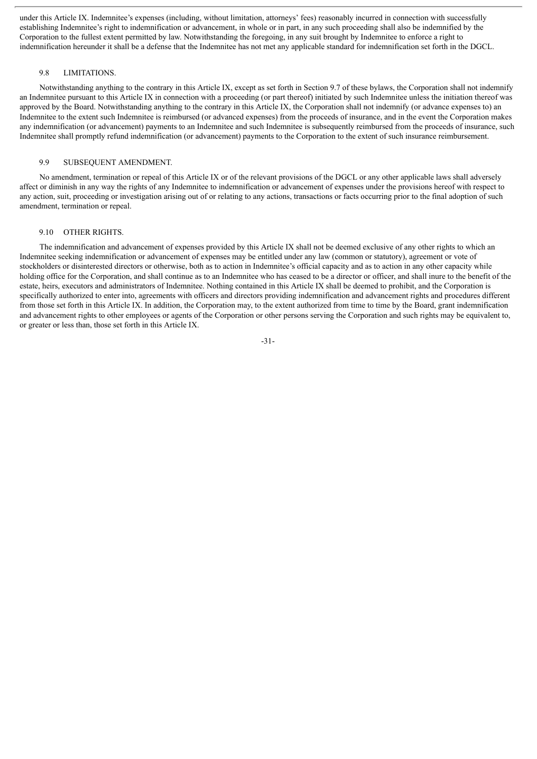under this Article IX. Indemnitee's expenses (including, without limitation, attorneys' fees) reasonably incurred in connection with successfully establishing Indemnitee's right to indemnification or advancement, in whole or in part, in any such proceeding shall also be indemnified by the Corporation to the fullest extent permitted by law. Notwithstanding the foregoing, in any suit brought by Indemnitee to enforce a right to indemnification hereunder it shall be a defense that the Indemnitee has not met any applicable standard for indemnification set forth in the DGCL.

### 9.8 LIMITATIONS.

Notwithstanding anything to the contrary in this Article IX, except as set forth in Section 9.7 of these bylaws, the Corporation shall not indemnify an Indemnitee pursuant to this Article IX in connection with a proceeding (or part thereof) initiated by such Indemnitee unless the initiation thereof was approved by the Board. Notwithstanding anything to the contrary in this Article IX, the Corporation shall not indemnify (or advance expenses to) an Indemnitee to the extent such Indemnitee is reimbursed (or advanced expenses) from the proceeds of insurance, and in the event the Corporation makes any indemnification (or advancement) payments to an Indemnitee and such Indemnitee is subsequently reimbursed from the proceeds of insurance, such Indemnitee shall promptly refund indemnification (or advancement) payments to the Corporation to the extent of such insurance reimbursement.

### 9.9 SUBSEQUENT AMENDMENT.

No amendment, termination or repeal of this Article IX or of the relevant provisions of the DGCL or any other applicable laws shall adversely affect or diminish in any way the rights of any Indemnitee to indemnification or advancement of expenses under the provisions hereof with respect to any action, suit, proceeding or investigation arising out of or relating to any actions, transactions or facts occurring prior to the final adoption of such amendment, termination or repeal.

### 9.10 OTHER RIGHTS.

The indemnification and advancement of expenses provided by this Article IX shall not be deemed exclusive of any other rights to which an Indemnitee seeking indemnification or advancement of expenses may be entitled under any law (common or statutory), agreement or vote of stockholders or disinterested directors or otherwise, both as to action in Indemnitee's official capacity and as to action in any other capacity while holding office for the Corporation, and shall continue as to an Indemnitee who has ceased to be a director or officer, and shall inure to the benefit of the estate, heirs, executors and administrators of Indemnitee. Nothing contained in this Article IX shall be deemed to prohibit, and the Corporation is specifically authorized to enter into, agreements with officers and directors providing indemnification and advancement rights and procedures different from those set forth in this Article IX. In addition, the Corporation may, to the extent authorized from time to time by the Board, grant indemnification and advancement rights to other employees or agents of the Corporation or other persons serving the Corporation and such rights may be equivalent to, or greater or less than, those set forth in this Article IX.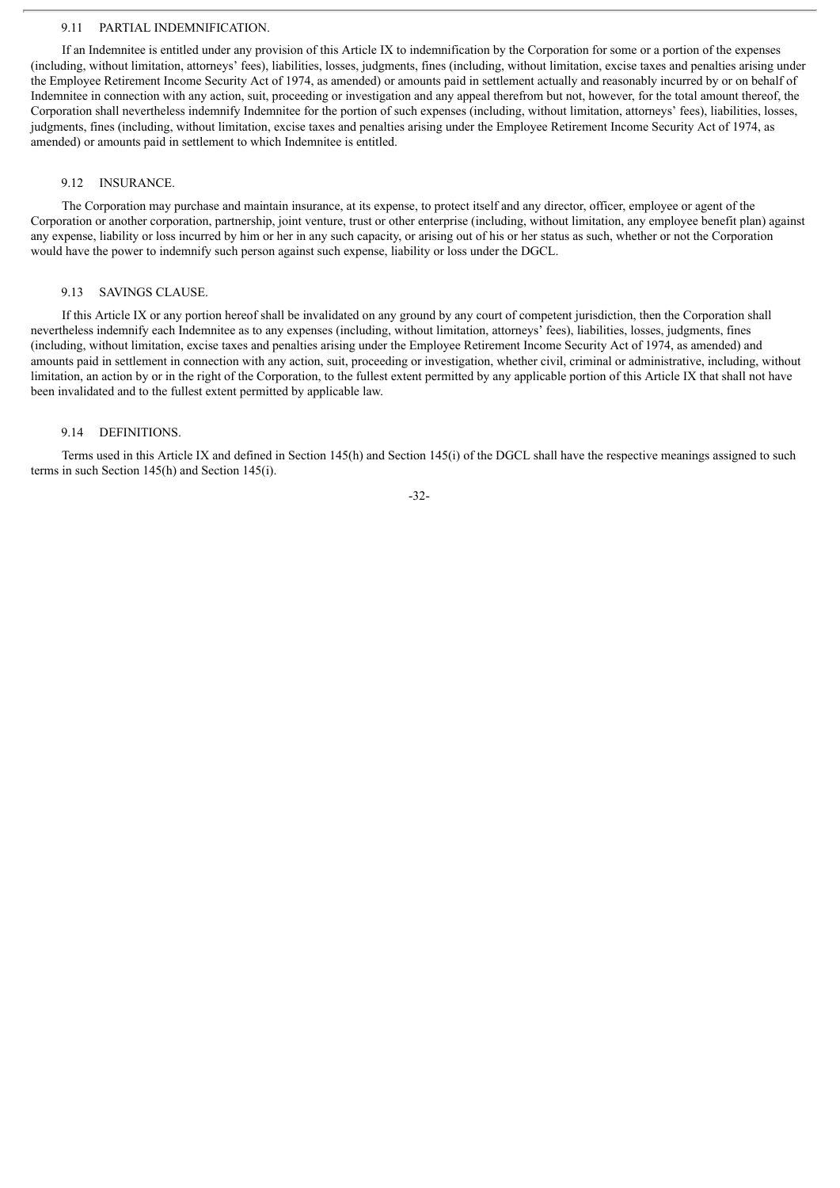### 9.11 PARTIAL INDEMNIFICATION.

If an Indemnitee is entitled under any provision of this Article IX to indemnification by the Corporation for some or a portion of the expenses (including, without limitation, attorneys' fees), liabilities, losses, judgments, fines (including, without limitation, excise taxes and penalties arising under the Employee Retirement Income Security Act of 1974, as amended) or amounts paid in settlement actually and reasonably incurred by or on behalf of Indemnitee in connection with any action, suit, proceeding or investigation and any appeal therefrom but not, however, for the total amount thereof, the Corporation shall nevertheless indemnify Indemnitee for the portion of such expenses (including, without limitation, attorneys' fees), liabilities, losses, judgments, fines (including, without limitation, excise taxes and penalties arising under the Employee Retirement Income Security Act of 1974, as amended) or amounts paid in settlement to which Indemnitee is entitled.

### 9.12 INSURANCE.

The Corporation may purchase and maintain insurance, at its expense, to protect itself and any director, officer, employee or agent of the Corporation or another corporation, partnership, joint venture, trust or other enterprise (including, without limitation, any employee benefit plan) against any expense, liability or loss incurred by him or her in any such capacity, or arising out of his or her status as such, whether or not the Corporation would have the power to indemnify such person against such expense, liability or loss under the DGCL.

### 9.13 SAVINGS CLAUSE.

If this Article IX or any portion hereof shall be invalidated on any ground by any court of competent jurisdiction, then the Corporation shall nevertheless indemnify each Indemnitee as to any expenses (including, without limitation, attorneys' fees), liabilities, losses, judgments, fines (including, without limitation, excise taxes and penalties arising under the Employee Retirement Income Security Act of 1974, as amended) and amounts paid in settlement in connection with any action, suit, proceeding or investigation, whether civil, criminal or administrative, including, without limitation, an action by or in the right of the Corporation, to the fullest extent permitted by any applicable portion of this Article IX that shall not have been invalidated and to the fullest extent permitted by applicable law.

### 9.14 DEFINITIONS.

Terms used in this Article IX and defined in Section 145(h) and Section 145(i) of the DGCL shall have the respective meanings assigned to such terms in such Section 145(h) and Section 145(i).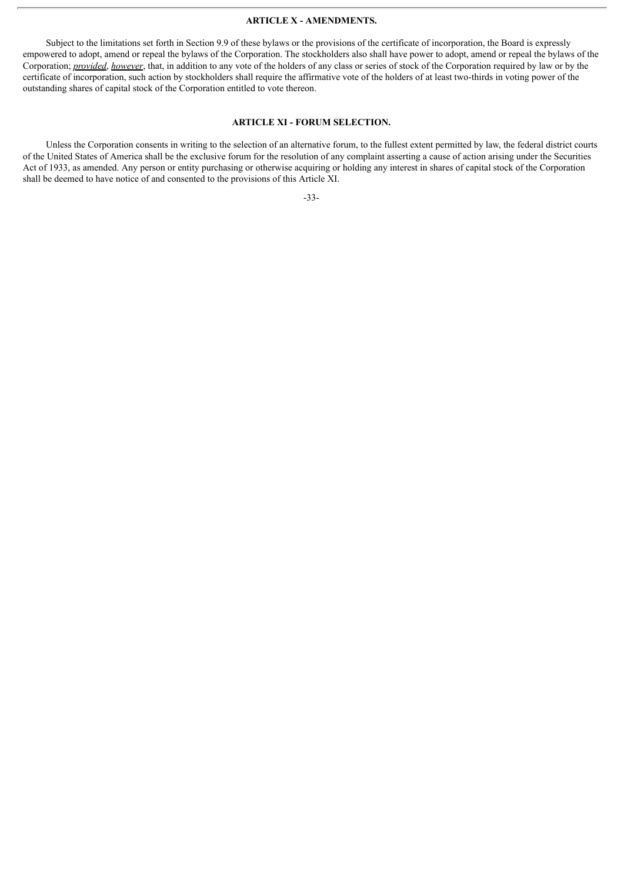## ARTICLE X - AMENDMENTS.

Subject to the limitations set forth in Section 9.9 of these bylaws or the provisions of the certificate of incorporation, the Board is expressly empowered to adopt, amend or repeal the bylaws of the Corporation. The stockholders also shall have power to adopt, amend or repeal the bylaws of the Corporation; ***provided***, ***however***, that, in addition to any vote of the holders of any class or series of stock of the Corporation required by law or by the certificate of incorporation, such action by stockholders shall require the affirmative vote of the holders of at least two-thirds in voting power of the outstanding shares of capital stock of the Corporation entitled to vote thereon.

## ARTICLE XI - FORUM SELECTION.

Unless the Corporation consents in writing to the selection of an alternative forum, to the fullest extent permitted by law, the federal district courts of the United States of America shall be the exclusive forum for the resolution of any complaint asserting a cause of action arising under the Securities Act of 1933, as amended. Any person or entity purchasing or otherwise acquiring or holding any interest in shares of capital stock of the Corporation shall be deemed to have notice of and consented to the provisions of this Article XI.